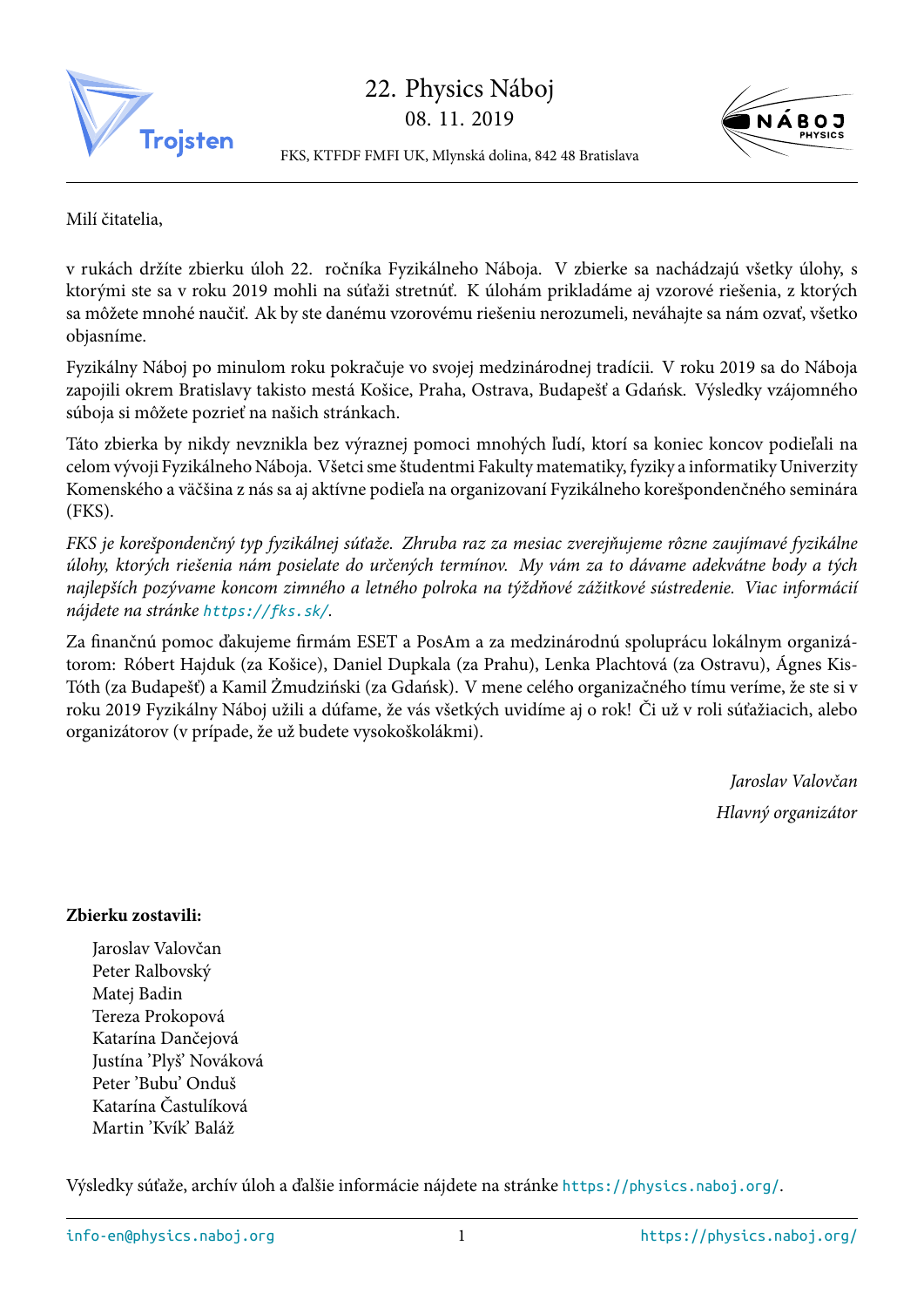# 22. Physics Náboj

08. 11. 2019

FKS, KTFDF FMFI UK, Mlynská dolina, 842 48 Bratislava

Milí čitatelia,

v rukách držíte zbierku úloh 22. ročníka Fyzikálneho Náboja. V zbierke sa nachádzajú všetky úlohy, s ktorými ste sa v roku 2019 mohli na súťaži stretnúť. K úlohám prikladáme aj vzorové riešenia, z ktorých sa môžete mnohé naučiť. Ak by ste danému vzorovému riešeniu nerozumeli, neváhajte sa nám ozvať, všetko objasníme.

Fyzikálny Náboj po minulom roku pokračuje vo svojej medzinárodnej tradícii. V roku 2019 sa do Náboja zapojili okrem Bratislavy takisto mestá Košice, Praha, Ostrava, Budapešť a Gdańsk. Výsledky vzájomného súboja si môžete pozrieť na našich stránkach.

Táto zbierka by nikdy nevznikla bez výraznej pomoci mnohých ľudí, ktorí sa koniec koncov podieľali na celom vývoji Fyzikálneho Náboja. Všetci sme študentmi Fakulty matematiky, fyziky a informatiky Univerzity Komenského a väčšina z nás sa aj aktívne podieľa na organizovaní Fyzikálneho korešpondenčného seminára (FKS).

*FKS je korešpondenčný typ fyzikálnej súťaže. Zhruba raz za mesiac zverejňujeme rôzne zaujímavé fyzikálne úlohy, ktorých riešenia nám posielate do určených termínov. My vám za to dávame adekvátne body a tých najlepších pozývame koncom zimného a letného polroka na týždňové zážitkové sústredenie. Viac informácií nájdete na stránke* https://fks.sk/.

Za finančnú pomoc ďakujeme firmám ESET a PosAm a za medzinárodnú spoluprácu lokálnym organizátorom: Róbert Hajduk (za Košice), Daniel Dupkala (za Prahu), Lenka Plachtová (za Ostravu), Ágnes Kis-Tóth (za Budapešť) a Kamil Żmudziński (za Gdańsk). V mene celého organizačného tímu veríme, že ste si v roku 2019 Fyzikálny Náboj užili a dúfame, že vás všetkých uvidíme aj o rok! Či už v roli súťažiacich, alebo organizátorov (v prípade, že už budete vysokoškolákmi).

*Jaroslav Valovčan*
*Hlavný organizátor*

**Zbierku zostavili:**

Jaroslav Valovčan
Peter Ralbovský
Matej Badin
Tereza Prokopová
Katarína Dančejová
Justína 'Plyš' Nováková
Peter 'Bubu' Onduš
Katarína Častulíková
Martin 'Kvík' Baláž

Výsledky súťaže, archív úloh a ďalšie informácie nájdete na stránke https://physics.naboj.org/.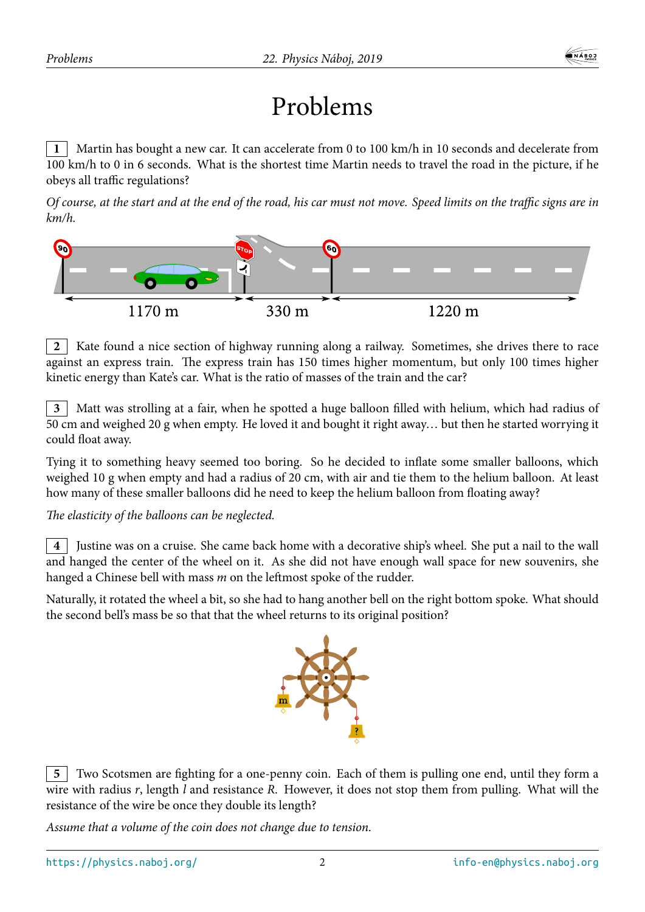# Problems

**1** Martin has bought a new car. It can accelerate from 0 to 100 km/h in 10 seconds and decelerate from 100 km/h to 0 in 6 seconds. What is the shortest time Martin needs to travel the road in the picture, if he obeys all traffic regulations?

*Of course, at the start and at the end of the road, his car must not move. Speed limits on the traffic signs are in km/h.*

1170 m    330 m    1220 m

**2** Kate found a nice section of highway running along a railway. Sometimes, she drives there to race against an express train. The express train has 150 times higher momentum, but only 100 times higher kinetic energy than Kate's car. What is the ratio of masses of the train and the car?

**3** Matt was strolling at a fair, when he spotted a huge balloon filled with helium, which had radius of 50 cm and weighed 20 g when empty. He loved it and bought it right away… but then he started worrying it could float away.

Tying it to something heavy seemed too boring. So he decided to inflate some smaller balloons, which weighed 10 g when empty and had a radius of 20 cm, with air and tie them to the helium balloon. At least how many of these smaller balloons did he need to keep the helium balloon from floating away?

*The elasticity of the balloons can be neglected.*

**4** Justine was on a cruise. She came back home with a decorative ship's wheel. She put a nail to the wall and hanged the center of the wheel on it. As she did not have enough wall space for new souvenirs, she hanged a Chinese bell with mass $m$ on the leftmost spoke of the rudder.

Naturally, it rotated the wheel a bit, so she had to hang another bell on the right bottom spoke. What should the second bell's mass be so that that the wheel returns to its original position?

**5** Two Scotsmen are fighting for a one-penny coin. Each of them is pulling one end, until they form a wire with radius $r$, length $l$ and resistance $R$. However, it does not stop them from pulling. What will the resistance of the wire be once they double its length?

*Assume that a volume of the coin does not change due to tension.*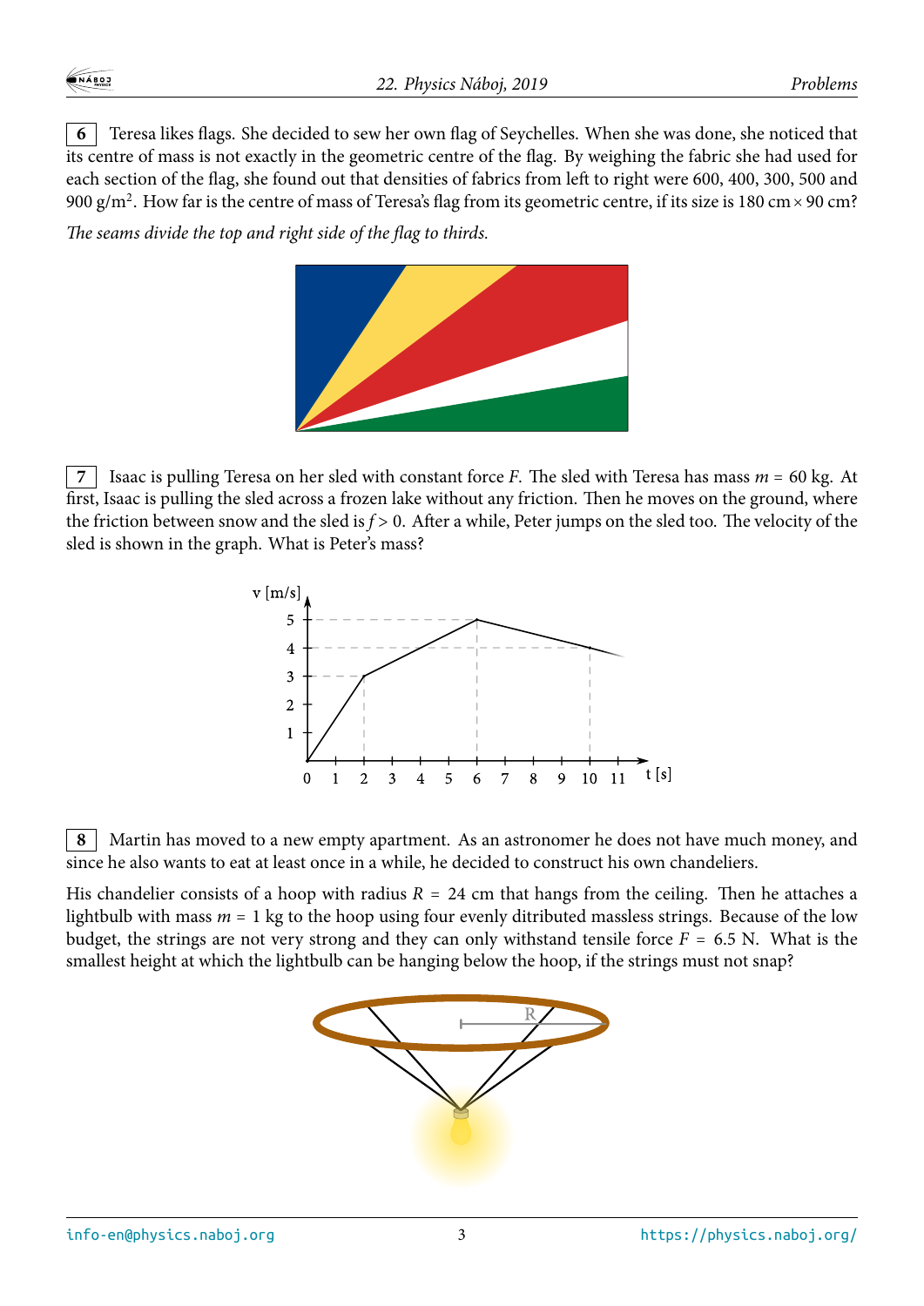**6** Teresa likes flags. She decided to sew her own flag of Seychelles. When she was done, she noticed that its centre of mass is not exactly in the geometric centre of the flag. By weighing the fabric she had used for each section of the flag, she found out that densities of fabrics from left to right were 600, 400, 300, 500 and 900 g/m$^2$. How far is the centre of mass of Teresa's flag from its geometric centre, if its size is 180 cm × 90 cm?

*The seams divide the top and right side of the flag to thirds.*

**7** Isaac is pulling Teresa on her sled with constant force $F$. The sled with Teresa has mass $m = 60$ kg. At first, Isaac is pulling the sled across a frozen lake without any friction. Then he moves on the ground, where the friction between snow and the sled is $f > 0$. After a while, Peter jumps on the sled too. The velocity of the sled is shown in the graph. What is Peter's mass?

**8** Martin has moved to a new empty apartment. As an astronomer he does not have much money, and since he also wants to eat at least once in a while, he decided to construct his own chandeliers.

His chandelier consists of a hoop with radius $R = 24$ cm that hangs from the ceiling. Then he attaches a lightbulb with mass $m = 1$ kg to the hoop using four evenly ditributed massless strings. Because of the low budget, the strings are not very strong and they can only withstand tensile force $F = 6.5$ N. What is the smallest height at which the lightbulb can be hanging below the hoop, if the strings must not snap?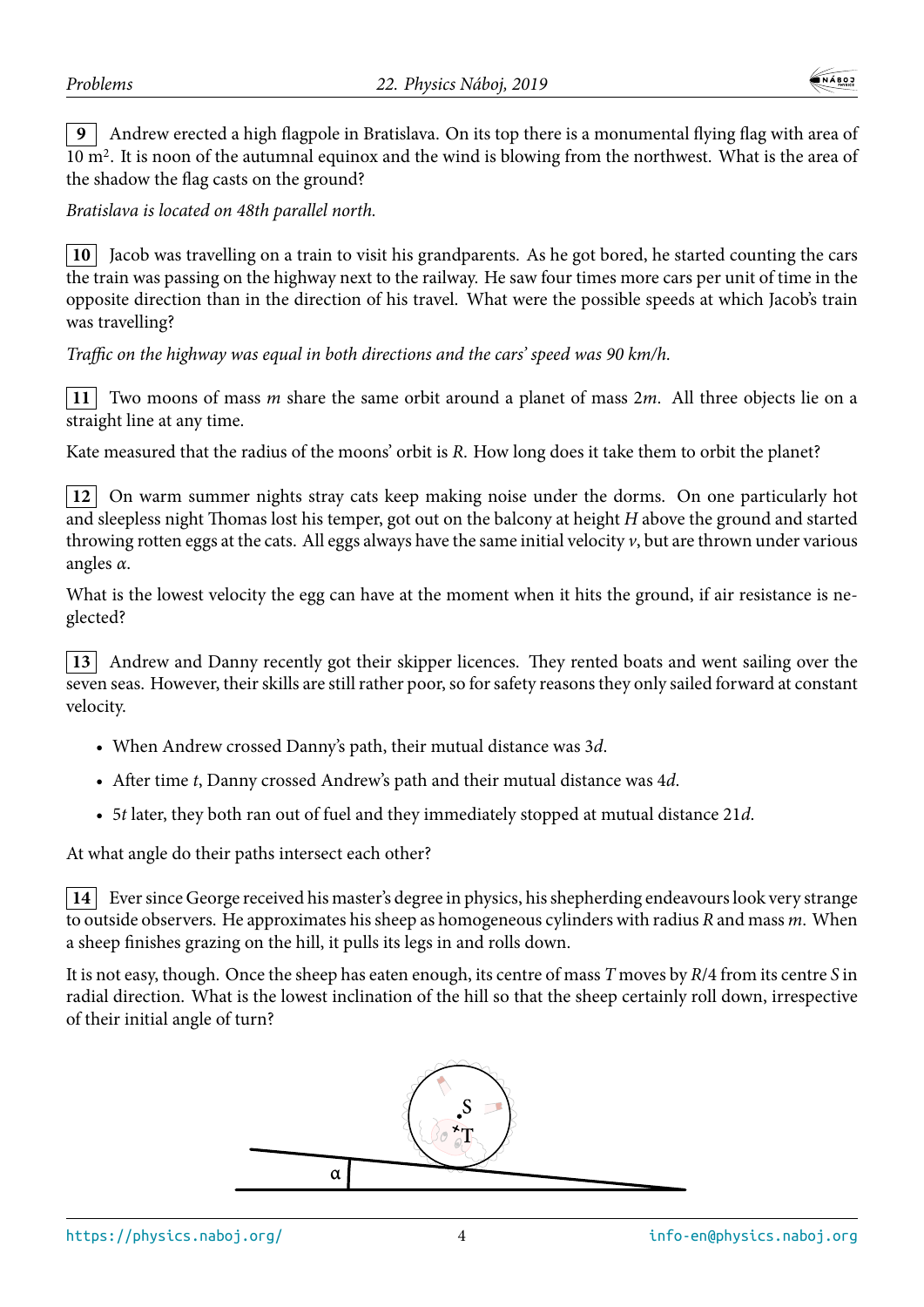**9** Andrew erected a high flagpole in Bratislava. On its top there is a monumental flying flag with area of $10\ \text{m}^2$. It is noon of the autumnal equinox and the wind is blowing from the northwest. What is the area of the shadow the flag casts on the ground?

*Bratislava is located on 48th parallel north.*

**10** Jacob was travelling on a train to visit his grandparents. As he got bored, he started counting the cars the train was passing on the highway next to the railway. He saw four times more cars per unit of time in the opposite direction than in the direction of his travel. What were the possible speeds at which Jacob's train was travelling?

*Traffic on the highway was equal in both directions and the cars' speed was 90 km/h.*

**11** Two moons of mass $m$ share the same orbit around a planet of mass $2m$. All three objects lie on a straight line at any time.

Kate measured that the radius of the moons' orbit is $R$. How long does it take them to orbit the planet?

**12** On warm summer nights stray cats keep making noise under the dorms. On one particularly hot and sleepless night Thomas lost his temper, got out on the balcony at height $H$ above the ground and started throwing rotten eggs at the cats. All eggs always have the same initial velocity $v$, but are thrown under various angles $\alpha$.

What is the lowest velocity the egg can have at the moment when it hits the ground, if air resistance is neglected?

**13** Andrew and Danny recently got their skipper licences. They rented boats and went sailing over the seven seas. However, their skills are still rather poor, so for safety reasons they only sailed forward at constant velocity.

- When Andrew crossed Danny's path, their mutual distance was $3d$.
- After time $t$, Danny crossed Andrew's path and their mutual distance was $4d$.
- $5t$ later, they both ran out of fuel and they immediately stopped at mutual distance $21d$.

At what angle do their paths intersect each other?

**14** Ever since George received his master's degree in physics, his shepherding endeavours look very strange to outside observers. He approximates his sheep as homogeneous cylinders with radius $R$ and mass $m$. When a sheep finishes grazing on the hill, it pulls its legs in and rolls down.

It is not easy, though. Once the sheep has eaten enough, its centre of mass $T$ moves by $R/4$ from its centre $S$ in radial direction. What is the lowest inclination of the hill so that the sheep certainly roll down, irrespective of their initial angle of turn?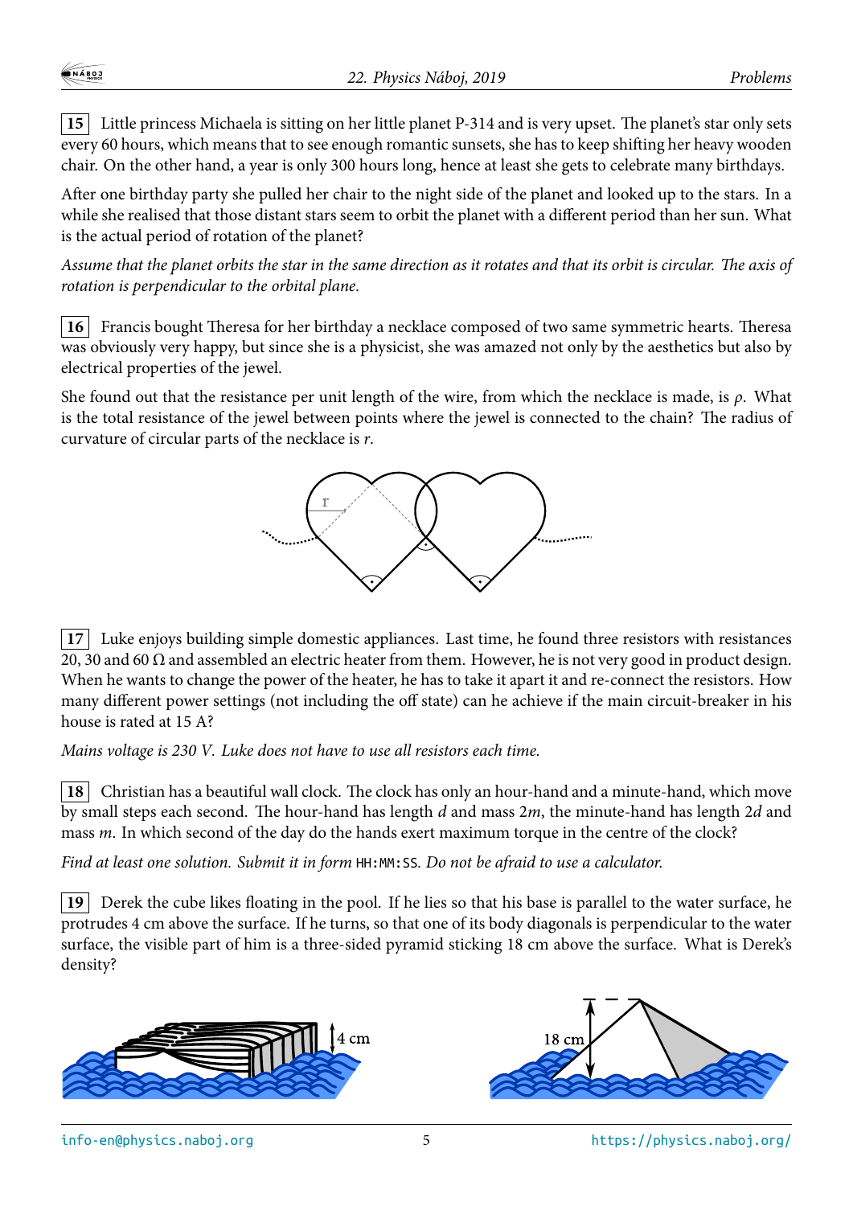**15** Little princess Michaela is sitting on her little planet P-314 and is very upset. The planet's star only sets every 60 hours, which means that to see enough romantic sunsets, she has to keep shifting her heavy wooden chair. On the other hand, a year is only 300 hours long, hence at least she gets to celebrate many birthdays.

After one birthday party she pulled her chair to the night side of the planet and looked up to the stars. In a while she realised that those distant stars seem to orbit the planet with a different period than her sun. What is the actual period of rotation of the planet?

*Assume that the planet orbits the star in the same direction as it rotates and that its orbit is circular. The axis of rotation is perpendicular to the orbital plane.*

**16** Francis bought Theresa for her birthday a necklace composed of two same symmetric hearts. Theresa was obviously very happy, but since she is a physicist, she was amazed not only by the aesthetics but also by electrical properties of the jewel.

She found out that the resistance per unit length of the wire, from which the necklace is made, is $\rho$. What is the total resistance of the jewel between points where the jewel is connected to the chain? The radius of curvature of circular parts of the necklace is $r$.

**17** Luke enjoys building simple domestic appliances. Last time, he found three resistors with resistances 20, 30 and 60 Ω and assembled an electric heater from them. However, he is not very good in product design. When he wants to change the power of the heater, he has to take it apart and re-connect the resistors. How many different power settings (not including the off state) can he achieve if the main circuit-breaker in his house is rated at 15 A?

*Mains voltage is 230 V. Luke does not have to use all resistors each time.*

**18** Christian has a beautiful wall clock. The clock has only an hour-hand and a minute-hand, which move by small steps each second. The hour-hand has length $d$ and mass $2m$, the minute-hand has length $2d$ and mass $m$. In which second of the day do the hands exert maximum torque in the centre of the clock?

*Find at least one solution. Submit it in form* `HH:MM:SS`. *Do not be afraid to use a calculator.*

**19** Derek the cube likes floating in the pool. If he lies so that his base is parallel to the water surface, he protrudes 4 cm above the surface. If he turns, so that one of its body diagonals is perpendicular to the water surface, the visible part of him is a three-sided pyramid sticking 18 cm above the surface. What is Derek's density?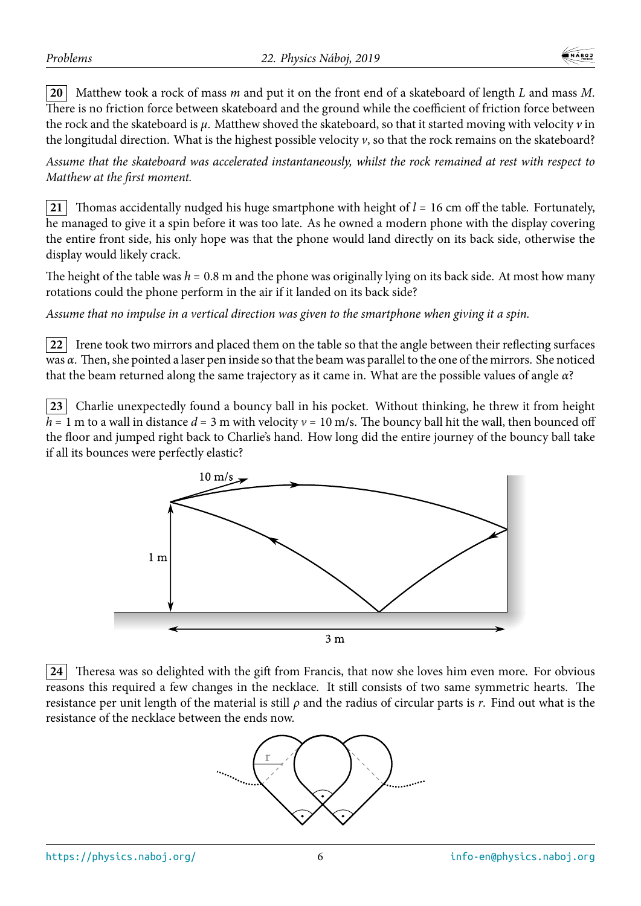**20** Matthew took a rock of mass $m$ and put it on the front end of a skateboard of length $L$ and mass $M$. There is no friction force between skateboard and the ground while the coefficient of friction force between the rock and the skateboard is $\mu$. Matthew shoved the skateboard, so that it started moving with velocity $v$ in the longitudal direction. What is the highest possible velocity $v$, so that the rock remains on the skateboard?

*Assume that the skateboard was accelerated instantaneously, whilst the rock remained at rest with respect to Matthew at the first moment.*

**21** Thomas accidentally nudged his huge smartphone with height of $l = 16$ cm off the table. Fortunately, he managed to give it a spin before it was too late. As he owned a modern phone with the display covering the entire front side, his only hope was that the phone would land directly on its back side, otherwise the display would likely crack.

The height of the table was $h = 0.8$ m and the phone was originally lying on its back side. At most how many rotations could the phone perform in the air if it landed on its back side?

*Assume that no impulse in a vertical direction was given to the smartphone when giving it a spin.*

**22** Irene took two mirrors and placed them on the table so that the angle between their reflecting surfaces was $\alpha$. Then, she pointed a laser pen inside so that the beam was parallel to the one of the mirrors. She noticed that the beam returned along the same trajectory as it came in. What are the possible values of angle $\alpha$?

**23** Charlie unexpectedly found a bouncy ball in his pocket. Without thinking, he threw it from height $h = 1$ m to a wall in distance $d = 3$ m with velocity $v = 10$ m/s. The bouncy ball hit the wall, then bounced off the floor and jumped right back to Charlie's hand. How long did the entire journey of the bouncy ball take if all its bounces were perfectly elastic?

**24** Theresa was so delighted with the gift from Francis, that now she loves him even more. For obvious reasons this required a few changes in the necklace. It still consists of two same symmetric hearts. The resistance per unit length of the material is still $\rho$ and the radius of circular parts is $r$. Find out what is the resistance of the necklace between the ends now.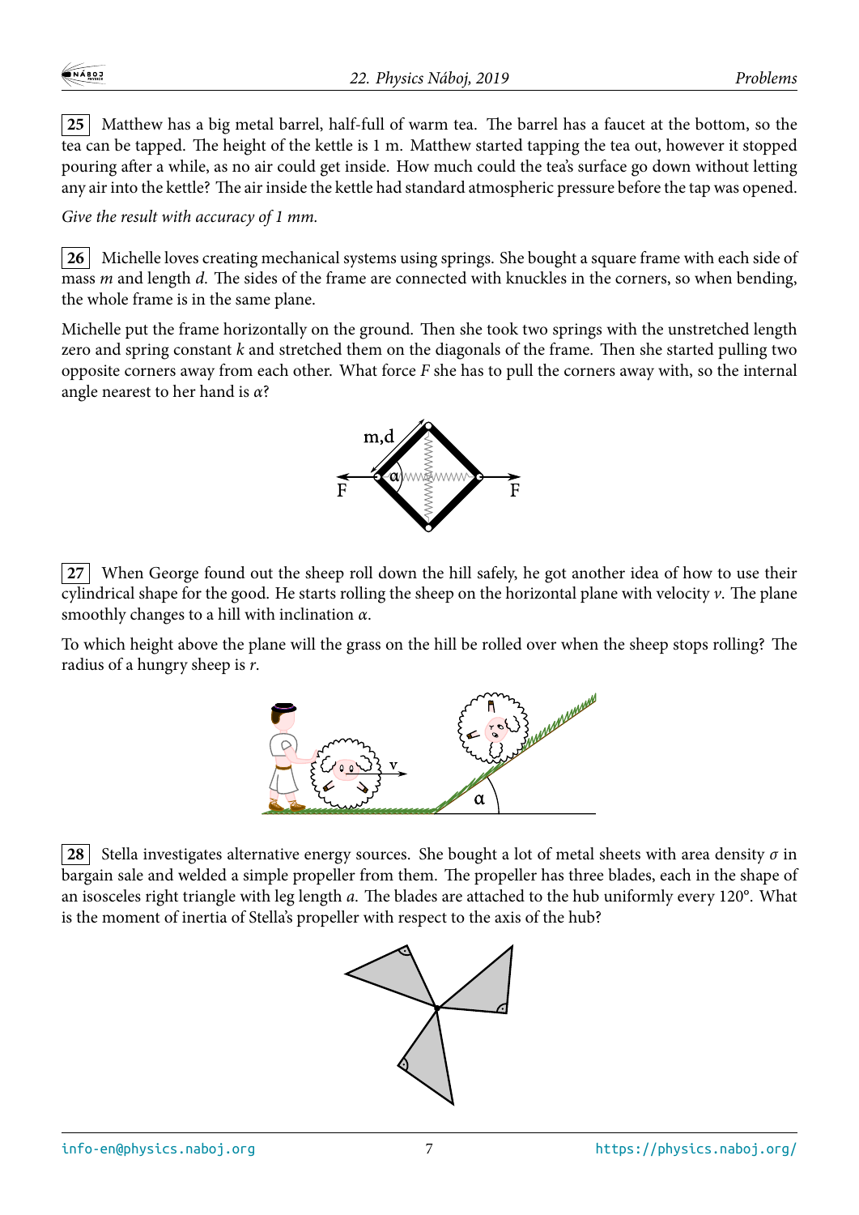**25** Matthew has a big metal barrel, half-full of warm tea. The barrel has a faucet at the bottom, so the tea can be tapped. The height of the kettle is 1 m. Matthew started tapping the tea out, however it stopped pouring after a while, as no air could get inside. How much could the tea's surface go down without letting any air into the kettle? The air inside the kettle had standard atmospheric pressure before the tap was opened.

*Give the result with accuracy of 1 mm.*

**26** Michelle loves creating mechanical systems using springs. She bought a square frame with each side of mass $m$ and length $d$. The sides of the frame are connected with knuckles in the corners, so when bending, the whole frame is in the same plane.

Michelle put the frame horizontally on the ground. Then she took two springs with the unstretched length zero and spring constant $k$ and stretched them on the diagonals of the frame. Then she started pulling two opposite corners away from each other. What force $F$ she has to pull the corners away with, so the internal angle nearest to her hand is $\alpha$?

**27** When George found out the sheep roll down the hill safely, he got another idea of how to use their cylindrical shape for the good. He starts rolling the sheep on the horizontal plane with velocity $v$. The plane smoothly changes to a hill with inclination $\alpha$.

To which height above the plane will the grass on the hill be rolled over when the sheep stops rolling? The radius of a hungry sheep is $r$.

**28** Stella investigates alternative energy sources. She bought a lot of metal sheets with area density $\sigma$ in bargain sale and welded a simple propeller from them. The propeller has three blades, each in the shape of an isosceles right triangle with leg length $a$. The blades are attached to the hub uniformly every 120°. What is the moment of inertia of Stella's propeller with respect to the axis of the hub?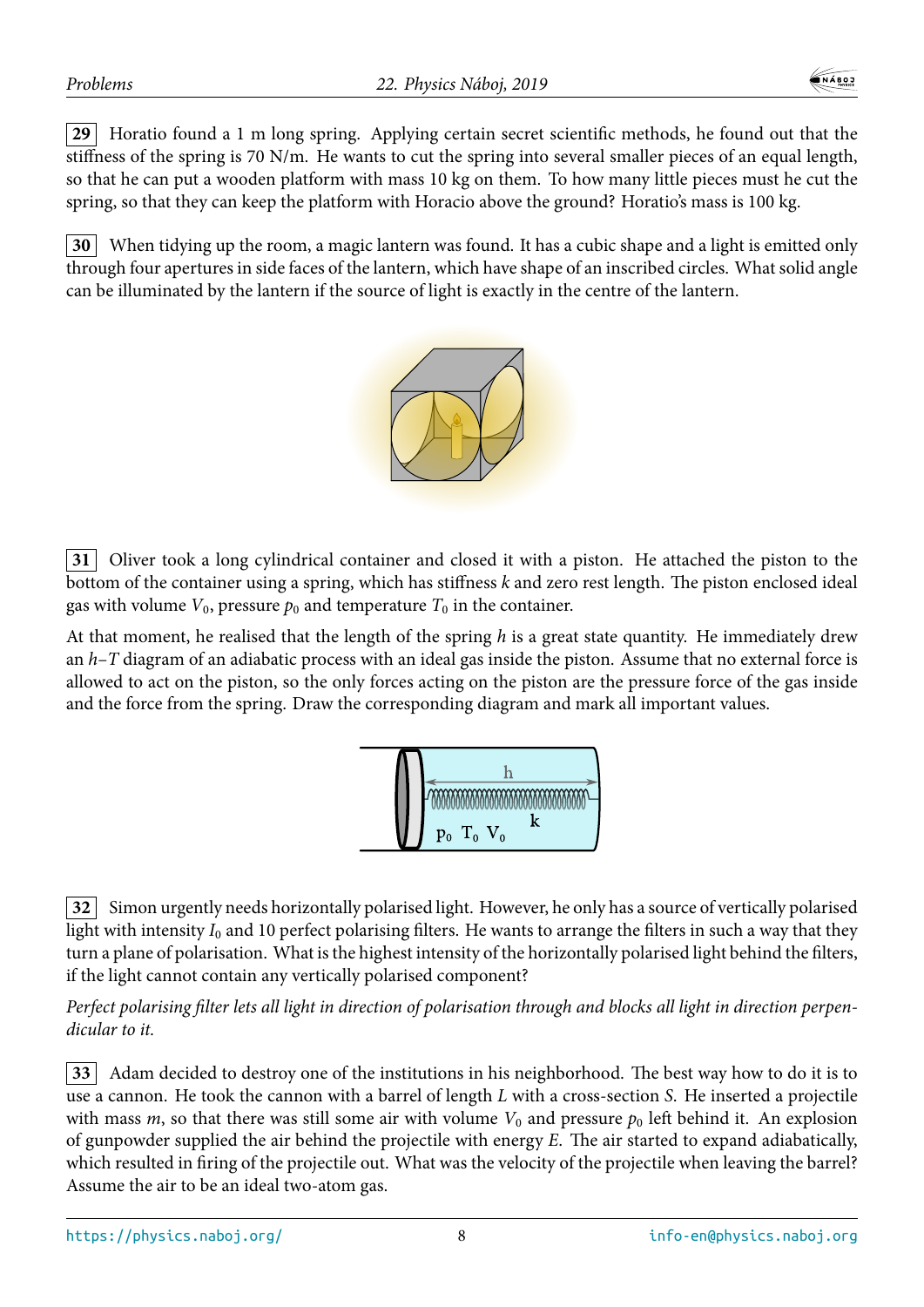**29** Horatio found a 1 m long spring. Applying certain secret scientific methods, he found out that the stiffness of the spring is 70 N/m. He wants to cut the spring into several smaller pieces of an equal length, so that he can put a wooden platform with mass 10 kg on them. To how many little pieces must he cut the spring, so that they can keep the platform with Horacio above the ground? Horatio's mass is 100 kg.

**30** When tidying up the room, a magic lantern was found. It has a cubic shape and a light is emitted only through four apertures in side faces of the lantern, which have shape of an inscribed circles. What solid angle can be illuminated by the lantern if the source of light is exactly in the centre of the lantern.

**31** Oliver took a long cylindrical container and closed it with a piston. He attached the piston to the bottom of the container using a spring, which has stiffness $k$ and zero rest length. The piston enclosed ideal gas with volume $V_0$, pressure $p_0$ and temperature $T_0$ in the container.

At that moment, he realised that the length of the spring $h$ is a great state quantity. He immediately drew an $h$–$T$ diagram of an adiabatic process with an ideal gas inside the piston. Assume that no external force is allowed to act on the piston, so the only forces acting on the piston are the pressure force of the gas inside and the force from the spring. Draw the corresponding diagram and mark all important values.

**32** Simon urgently needs horizontally polarised light. However, he only has a source of vertically polarised light with intensity $I_0$ and 10 perfect polarising filters. He wants to arrange the filters in such a way that they turn a plane of polarisation. What is the highest intensity of the horizontally polarised light behind the filters, if the light cannot contain any vertically polarised component?

*Perfect polarising filter lets all light in direction of polarisation through and blocks all light in direction perpendicular to it.*

**33** Adam decided to destroy one of the institutions in his neighborhood. The best way how to do it is to use a cannon. He took the cannon with a barrel of length $L$ with a cross-section $S$. He inserted a projectile with mass $m$, so that there was still some air with volume $V_0$ and pressure $p_0$ left behind it. An explosion of gunpowder supplied the air behind the projectile with energy $E$. The air started to expand adiabatically, which resulted in firing of the projectile out. What was the velocity of the projectile when leaving the barrel? Assume the air to be an ideal two-atom gas.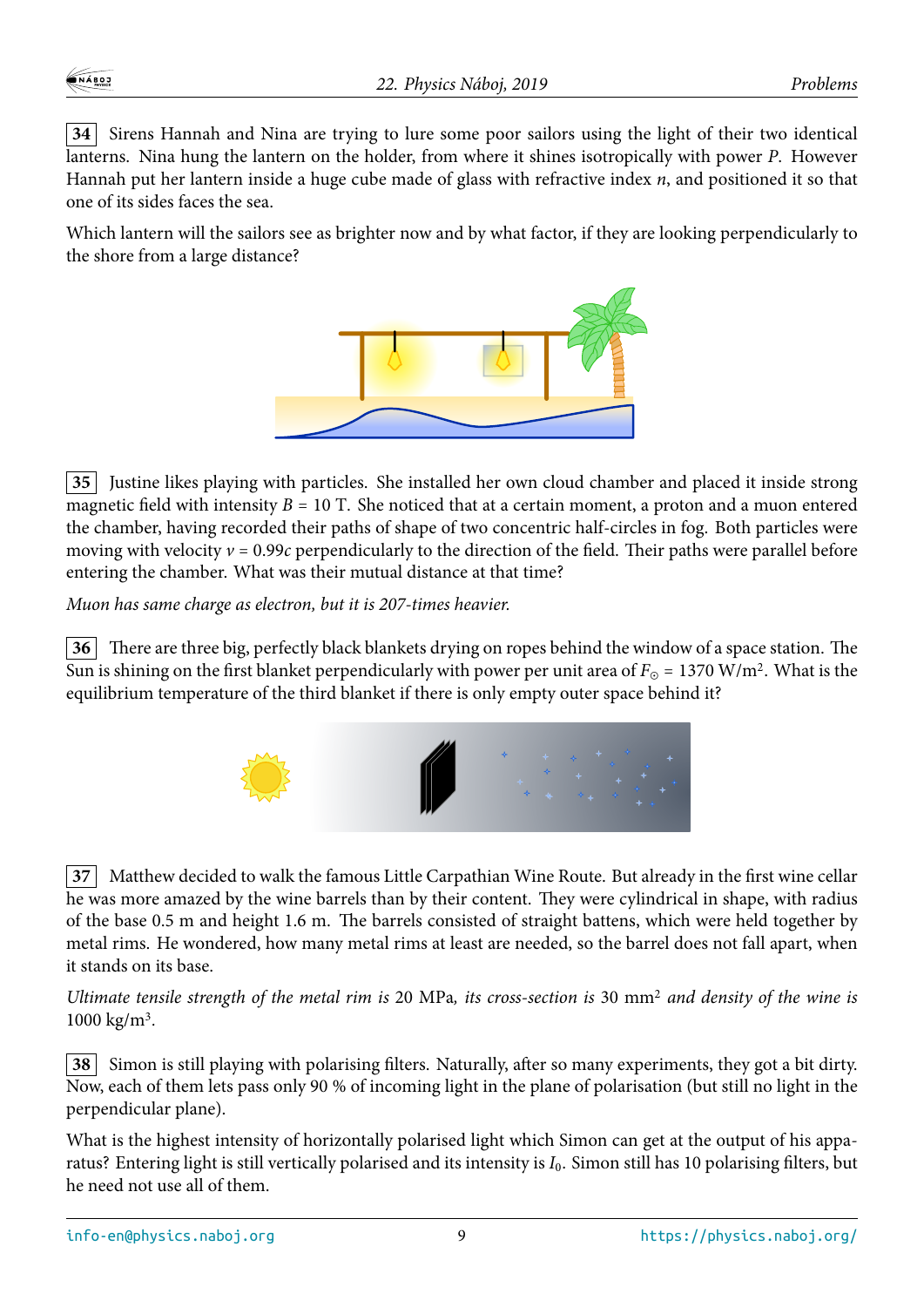**34** Sirens Hannah and Nina are trying to lure some poor sailors using the light of their two identical lanterns. Nina hung the lantern on the holder, from where it shines isotropically with power $P$. However Hannah put her lantern inside a huge cube made of glass with refractive index $n$, and positioned it so that one of its sides faces the sea.

Which lantern will the sailors see as brighter now and by what factor, if they are looking perpendicularly to the shore from a large distance?

**35** Justine likes playing with particles. She installed her own cloud chamber and placed it inside strong magnetic field with intensity $B = 10$ T. She noticed that at a certain moment, a proton and a muon entered the chamber, having recorded their paths of shape of two concentric half-circles in fog. Both particles were moving with velocity $v = 0.99c$ perpendicularly to the direction of the field. Their paths were parallel before entering the chamber. What was their mutual distance at that time?

*Muon has same charge as electron, but it is 207-times heavier.*

**36** There are three big, perfectly black blankets drying on ropes behind the window of a space station. The Sun is shining on the first blanket perpendicularly with power per unit area of $F_\odot = 1370\ \mathrm{W/m^2}$. What is the equilibrium temperature of the third blanket if there is only empty outer space behind it?

**37** Matthew decided to walk the famous Little Carpathian Wine Route. But already in the first wine cellar he was more amazed by the wine barrels than by their content. They were cylindrical in shape, with radius of the base 0.5 m and height 1.6 m. The barrels consisted of straight battens, which were held together by metal rims. He wondered, how many metal rims at least are needed, so the barrel does not fall apart, when it stands on its base.

*Ultimate tensile strength of the metal rim is* 20 MPa*, its cross-section is* $30\ \mathrm{mm^2}$ *and density of the wine is* $1000\ \mathrm{kg/m^3}$.

**38** Simon is still playing with polarising filters. Naturally, after so many experiments, they got a bit dirty. Now, each of them lets pass only 90 % of incoming light in the plane of polarisation (but still no light in the perpendicular plane).

What is the highest intensity of horizontally polarised light which Simon can get at the output of his apparatus? Entering light is still vertically polarised and its intensity is $I_0$. Simon still has 10 polarising filters, but he need not use all of them.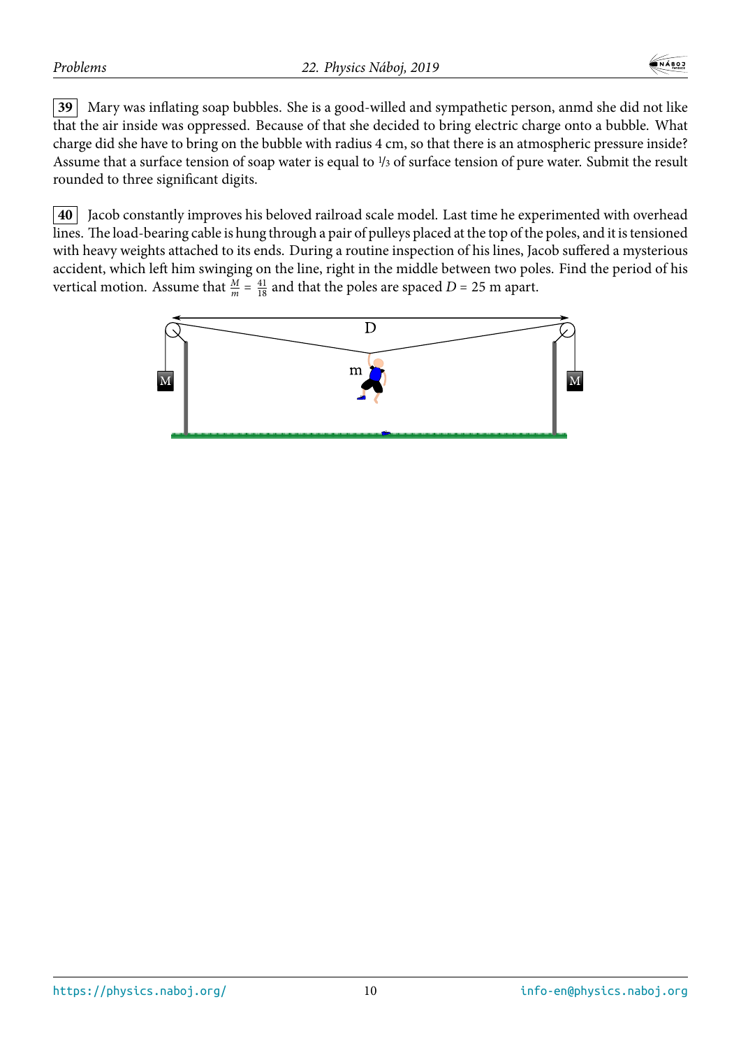**39** Mary was inflating soap bubbles. She is a good-willed and sympathetic person, anmd she did not like that the air inside was oppressed. Because of that she decided to bring electric charge onto a bubble. What charge did she have to bring on the bubble with radius 4 cm, so that there is an atmospheric pressure inside? Assume that a surface tension of soap water is equal to $1/3$ of surface tension of pure water. Submit the result rounded to three significant digits.

**40** Jacob constantly improves his beloved railroad scale model. Last time he experimented with overhead lines. The load-bearing cable is hung through a pair of pulleys placed at the top of the poles, and it is tensioned with heavy weights attached to its ends. During a routine inspection of his lines, Jacob suffered a mysterious accident, which left him swinging on the line, right in the middle between two poles. Find the period of his vertical motion. Assume that $\frac{M}{m} = \frac{41}{18}$ and that the poles are spaced $D = 25$ m apart.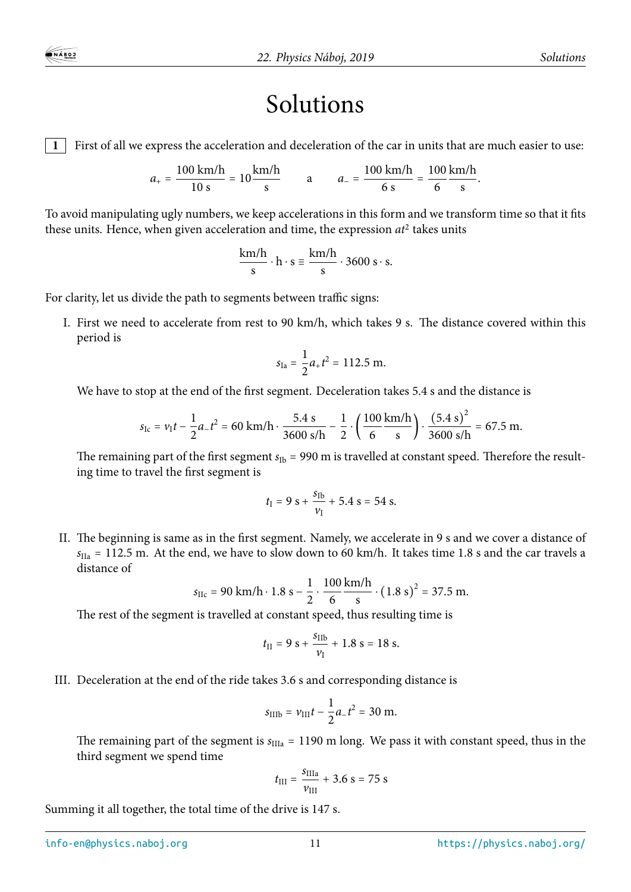# Solutions

**1** First of all we express the acceleration and deceleration of the car in units that are much easier to use:

$$a_+ = \frac{100\ \text{km/h}}{10\ \text{s}} = 10\frac{\text{km/h}}{\text{s}} \qquad \text{a} \qquad a_- = \frac{100\ \text{km/h}}{6\ \text{s}} = \frac{100}{6}\frac{\text{km/h}}{\text{s}}.$$

To avoid manipulating ugly numbers, we keep accelerations in this form and we transform time so that it fits these units. Hence, when given acceleration and time, the expression $at^2$ takes units

$$\frac{\text{km/h}}{\text{s}} \cdot \text{h} \cdot \text{s} \equiv \frac{\text{km/h}}{\text{s}} \cdot 3600\ \text{s} \cdot \text{s}.$$

For clarity, let us divide the path to segments between traffic signs:

I. First we need to accelerate from rest to 90 km/h, which takes 9 s. The distance covered within this period is

$$s_{\text{Ia}} = \frac{1}{2}a_+t^2 = 112.5\ \text{m}.$$

We have to stop at the end of the first segment. Deceleration takes 5.4 s and the distance is

$$s_{\text{Ic}} = v_{\text{I}}t - \frac{1}{2}a_-t^2 = 60\ \text{km/h} \cdot \frac{5.4\ \text{s}}{3600\ \text{s/h}} - \frac{1}{2} \cdot \left(\frac{100}{6}\frac{\text{km/h}}{\text{s}}\right) \cdot \frac{(5.4\ \text{s})^2}{3600\ \text{s/h}} = 67.5\ \text{m}.$$

The remaining part of the first segment $s_{\text{Ib}} = 990$ m is travelled at constant speed. Therefore the resulting time to travel the first segment is

$$t_{\text{I}} = 9\ \text{s} + \frac{s_{\text{Ib}}}{v_{\text{I}}} + 5.4\ \text{s} = 54\ \text{s}.$$

II. The beginning is same as in the first segment. Namely, we accelerate in 9 s and we cover a distance of $s_{\text{IIa}} = 112.5$ m. At the end, we have to slow down to 60 km/h. It takes time 1.8 s and the car travels a distance of

$$s_{\text{IIc}} = 90\ \text{km/h} \cdot 1.8\ \text{s} - \frac{1}{2} \cdot \frac{100}{6}\frac{\text{km/h}}{\text{s}} \cdot (1.8\ \text{s})^2 = 37.5\ \text{m}.$$

The rest of the segment is travelled at constant speed, thus resulting time is

$$t_{\text{II}} = 9\ \text{s} + \frac{s_{\text{IIb}}}{v_{\text{I}}} + 1.8\ \text{s} = 18\ \text{s}.$$

III. Deceleration at the end of the ride takes 3.6 s and corresponding distance is

$$s_{\text{IIIb}} = v_{\text{III}}t - \frac{1}{2}a_-t^2 = 30\ \text{m}.$$

The remaining part of the segment is $s_{\text{IIIa}} = 1190$ m long. We pass it with constant speed, thus in the third segment we spend time

$$t_{\text{III}} = \frac{s_{\text{IIIa}}}{v_{\text{III}}} + 3.6\ \text{s} = 75\ \text{s}$$

Summing it all together, the total time of the drive is 147 s.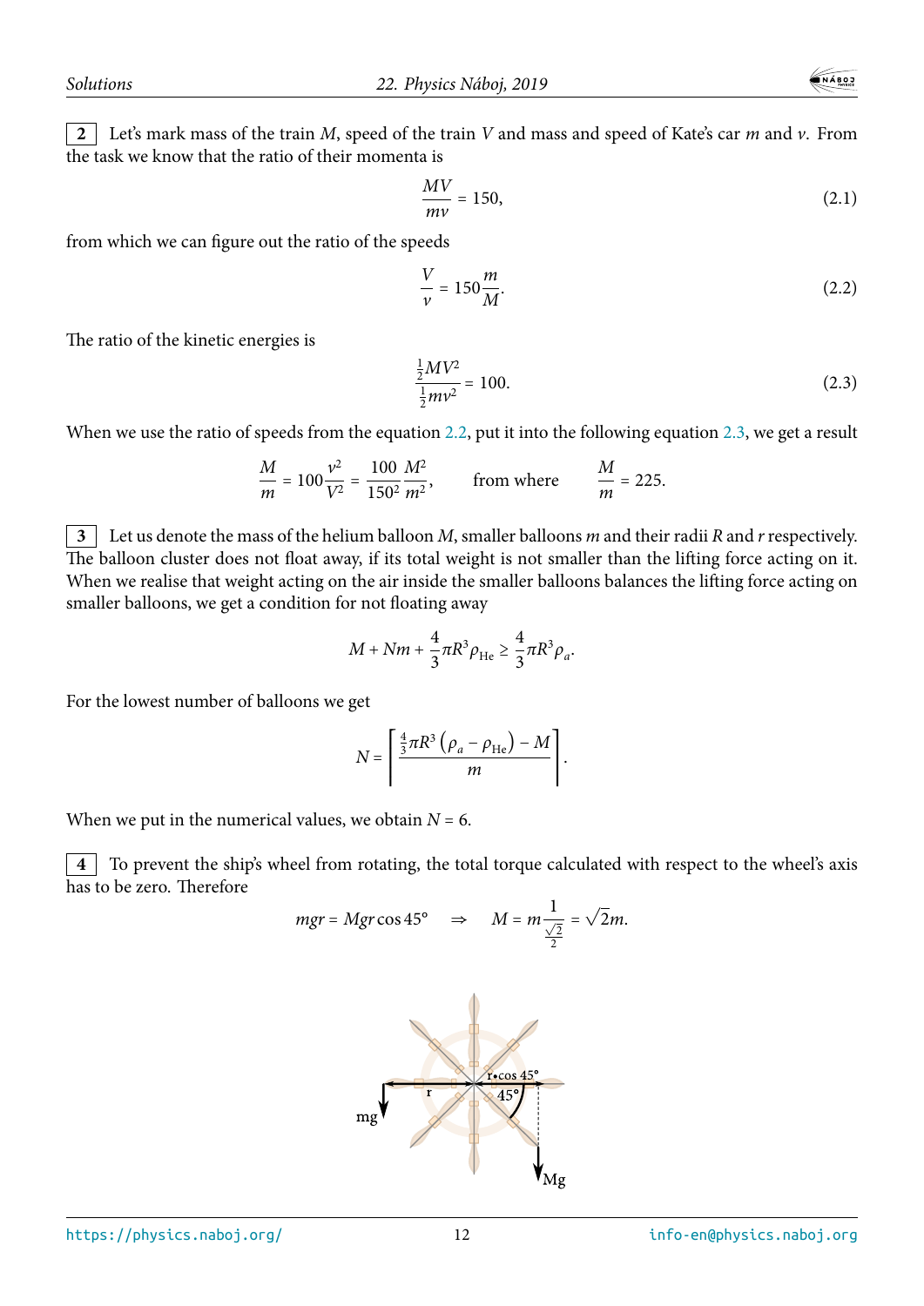**2** Let's mark mass of the train $M$, speed of the train $V$ and mass and speed of Kate's car $m$ and $v$. From the task we know that the ratio of their momenta is

$$\frac{MV}{mv} = 150, \tag{2.1}$$

from which we can figure out the ratio of the speeds

$$\frac{V}{v} = 150\frac{m}{M}. \tag{2.2}$$

The ratio of the kinetic energies is

$$\frac{\frac{1}{2}MV^2}{\frac{1}{2}mv^2} = 100. \tag{2.3}$$

When we use the ratio of speeds from the equation 2.2, put it into the following equation 2.3, we get a result

$$\frac{M}{m} = 100\frac{v^2}{V^2} = \frac{100}{150^2}\frac{M^2}{m^2}, \qquad \text{from where} \qquad \frac{M}{m} = 225.$$

**3** Let us denote the mass of the helium balloon $M$, smaller balloons $m$ and their radii $R$ and $r$ respectively. The balloon cluster does not float away, if its total weight is not smaller than the lifting force acting on it. When we realise that weight acting on the air inside the smaller balloons balances the lifting force acting on smaller balloons, we get a condition for not floating away

$$M + Nm + \frac{4}{3}\pi R^3 \rho_{\mathrm{He}} \geq \frac{4}{3}\pi R^3 \rho_a.$$

For the lowest number of balloons we get

$$N = \left\lceil \frac{\frac{4}{3}\pi R^3\left(\rho_a - \rho_{\mathrm{He}}\right) - M}{m} \right\rceil.$$

When we put in the numerical values, we obtain $N = 6$.

**4** To prevent the ship's wheel from rotating, the total torque calculated with respect to the wheel's axis has to be zero. Therefore

$$mgr = Mgr\cos 45° \quad \Rightarrow \quad M = m\frac{1}{\frac{\sqrt{2}}{2}} = \sqrt{2}m.$$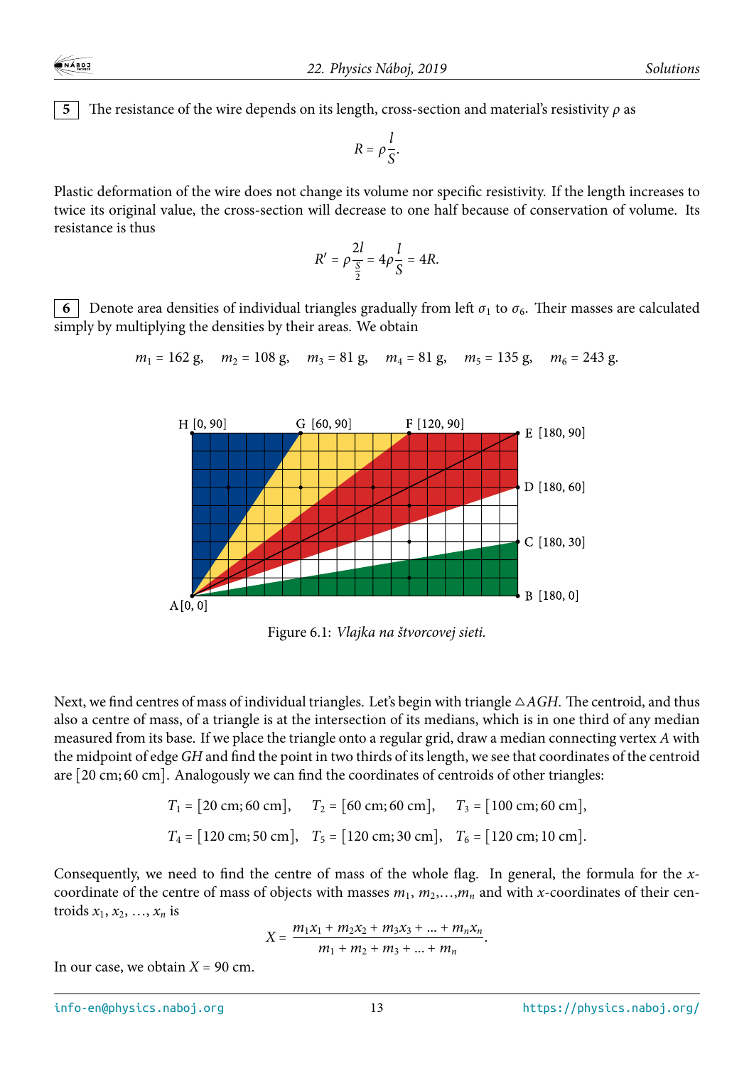**5** The resistance of the wire depends on its length, cross-section and material's resistivity $\rho$ as

$$R = \rho \frac{l}{S}.$$

Plastic deformation of the wire does not change its volume nor specific resistivity. If the length increases to twice its original value, the cross-section will decrease to one half because of conservation of volume. Its resistance is thus

$$R' = \rho \frac{2l}{\frac{S}{2}} = 4\rho \frac{l}{S} = 4R.$$

**6** Denote area densities of individual triangles gradually from left $\sigma_1$ to $\sigma_6$. Their masses are calculated simply by multiplying the densities by their areas. We obtain

$$m_1 = 162\ \text{g}, \quad m_2 = 108\ \text{g}, \quad m_3 = 81\ \text{g}, \quad m_4 = 81\ \text{g}, \quad m_5 = 135\ \text{g}, \quad m_6 = 243\ \text{g}.$$

Figure 6.1: *Vlajka na štvorcovej sieti.*

Next, we find centres of mass of individual triangles. Let's begin with triangle $\triangle AGH$. The centroid, and thus also a centre of mass, of a triangle is at the intersection of its medians, which is in one third of any median measured from its base. If we place the triangle onto a regular grid, draw a median connecting vertex $A$ with the midpoint of edge $GH$ and find the point in two thirds of its length, we see that coordinates of the centroid are $[20\ \text{cm}; 60\ \text{cm}]$. Analogously we can find the coordinates of centroids of other triangles:

$$T_1 = [20\ \text{cm}; 60\ \text{cm}], \quad T_2 = [60\ \text{cm}; 60\ \text{cm}], \quad T_3 = [100\ \text{cm}; 60\ \text{cm}],$$

$$T_4 = [120\ \text{cm}; 50\ \text{cm}], \quad T_5 = [120\ \text{cm}; 30\ \text{cm}], \quad T_6 = [120\ \text{cm}; 10\ \text{cm}].$$

Consequently, we need to find the centre of mass of the whole flag. In general, the formula for the $x$-coordinate of the centre of mass of objects with masses $m_1, m_2, \ldots, m_n$ and with $x$-coordinates of their centroids $x_1, x_2, \ldots, x_n$ is

$$X = \frac{m_1 x_1 + m_2 x_2 + m_3 x_3 + \ldots + m_n x_n}{m_1 + m_2 + m_3 + \ldots + m_n}.$$

In our case, we obtain $X = 90$ cm.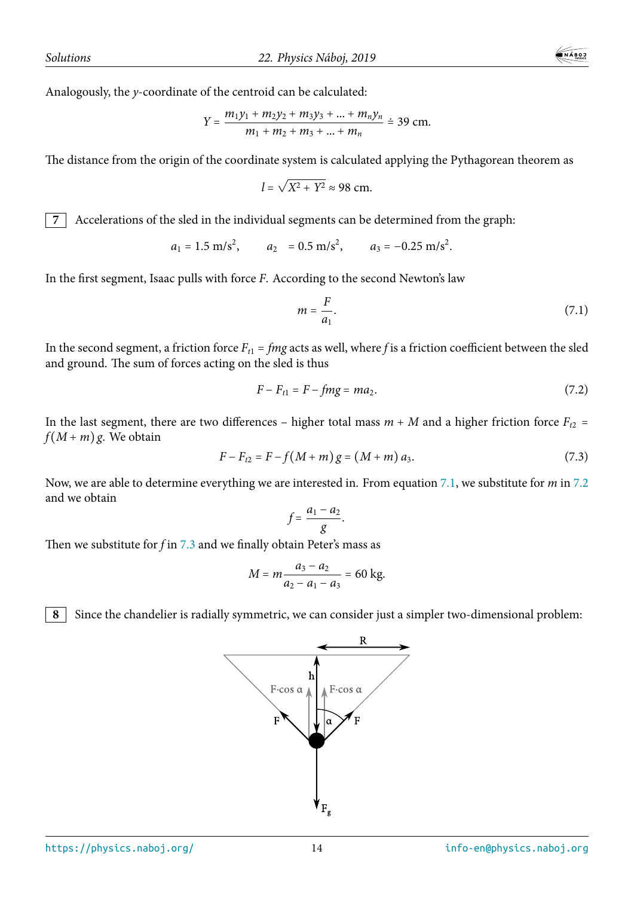Analogously, the $y$-coordinate of the centroid can be calculated:

$$Y = \frac{m_1 y_1 + m_2 y_2 + m_3 y_3 + \ldots + m_n y_n}{m_1 + m_2 + m_3 + \ldots + m_n} \doteq 39 \text{ cm}.$$

The distance from the origin of the coordinate system is calculated applying the Pythagorean theorem as

$$l = \sqrt{X^2 + Y^2} \approx 98 \text{ cm}.$$

**7** Accelerations of the sled in the individual segments can be determined from the graph:

$$a_1 = 1.5 \text{ m/s}^2, \qquad a_2 = 0.5 \text{ m/s}^2, \qquad a_3 = -0.25 \text{ m/s}^2.$$

In the first segment, Isaac pulls with force $F$. According to the second Newton's law

$$m = \frac{F}{a_1}. \tag{7.1}$$

In the second segment, a friction force $F_{t1} = fmg$ acts as well, where $f$ is a friction coefficient between the sled and ground. The sum of forces acting on the sled is thus

$$F - F_{t1} = F - fmg = ma_2. \tag{7.2}$$

In the last segment, there are two differences – higher total mass $m + M$ and a higher friction force $F_{t2} = f(M + m)g$. We obtain

$$F - F_{t2} = F - f(M + m)g = (M + m)a_3. \tag{7.3}$$

Now, we are able to determine everything we are interested in. From equation 7.1, we substitute for $m$ in 7.2 and we obtain

$$f = \frac{a_1 - a_2}{g}.$$

Then we substitute for $f$ in 7.3 and we finally obtain Peter's mass as

$$M = m\frac{a_3 - a_2}{a_2 - a_1 - a_3} = 60 \text{ kg}.$$

**8** Since the chandelier is radially symmetric, we can consider just a simpler two-dimensional problem: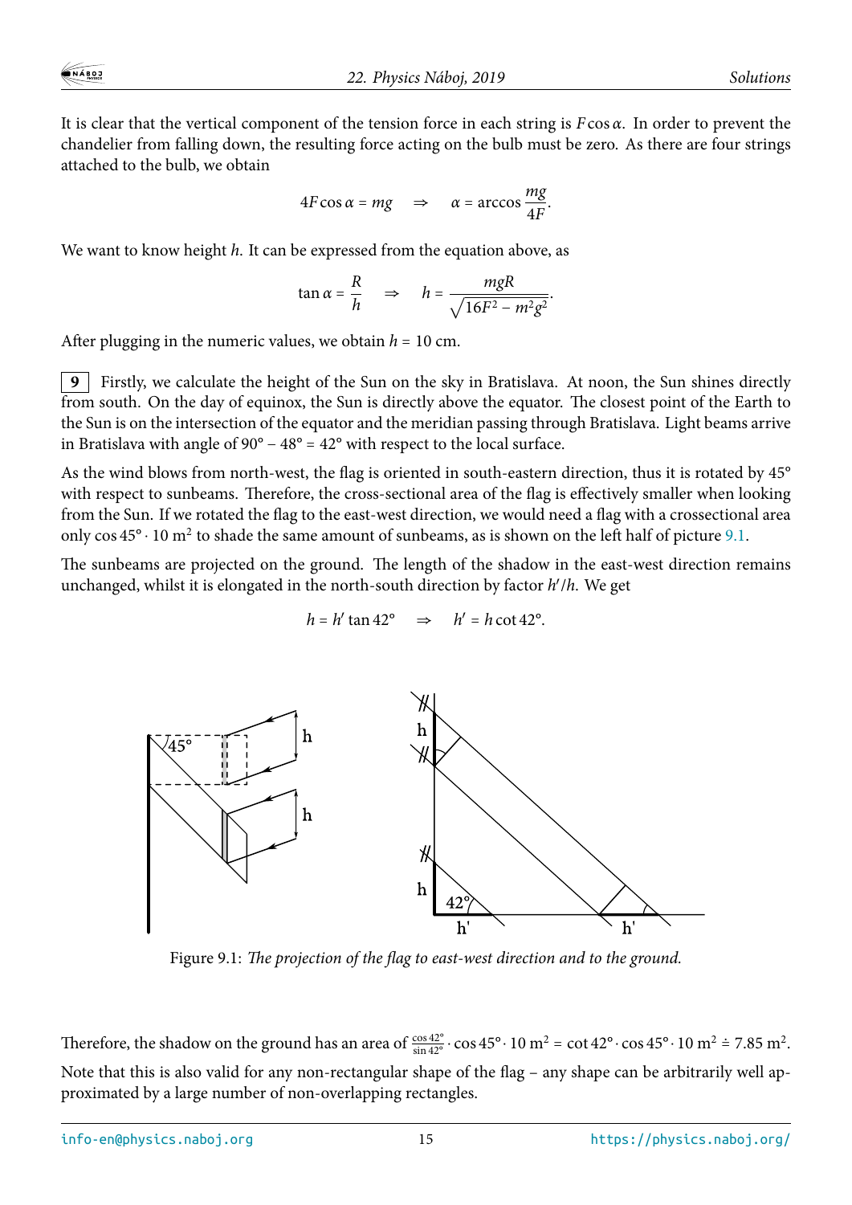It is clear that the vertical component of the tension force in each string is $F\cos\alpha$. In order to prevent the chandelier from falling down, the resulting force acting on the bulb must be zero. As there are four strings attached to the bulb, we obtain

$$4F\cos\alpha = mg \quad \Rightarrow \quad \alpha = \arccos\frac{mg}{4F}.$$

We want to know height $h$. It can be expressed from the equation above, as

$$\tan\alpha = \frac{R}{h} \quad \Rightarrow \quad h = \frac{mgR}{\sqrt{16F^2 - m^2g^2}}.$$

After plugging in the numeric values, we obtain $h = 10$ cm.

**9** Firstly, we calculate the height of the Sun on the sky in Bratislava. At noon, the Sun shines directly from south. On the day of equinox, the Sun is directly above the equator. The closest point of the Earth to the Sun is on the intersection of the equator and the meridian passing through Bratislava. Light beams arrive in Bratislava with angle of $90° - 48° = 42°$ with respect to the local surface.

As the wind blows from north-west, the flag is oriented in south-eastern direction, thus it is rotated by 45° with respect to sunbeams. Therefore, the cross-sectional area of the flag is effectively smaller when looking from the Sun. If we rotated the flag to the east-west direction, we would need a flag with a crossectional area only $\cos 45° \cdot 10\ \mathrm{m}^2$ to shade the same amount of sunbeams, as is shown on the left half of picture 9.1.

The sunbeams are projected on the ground. The length of the shadow in the east-west direction remains unchanged, whilst it is elongated in the north-south direction by factor $h'/h$. We get

$$h = h'\tan 42° \quad \Rightarrow \quad h' = h\cot 42°.$$

Figure 9.1: *The projection of the flag to east-west direction and to the ground.*

Therefore, the shadow on the ground has an area of $\frac{\cos 42°}{\sin 42°} \cdot \cos 45° \cdot 10\ \mathrm{m}^2 = \cot 42° \cdot \cos 45° \cdot 10\ \mathrm{m}^2 \doteq 7.85\ \mathrm{m}^2$.

Note that this is also valid for any non-rectangular shape of the flag – any shape can be arbitrarily well approximated by a large number of non-overlapping rectangles.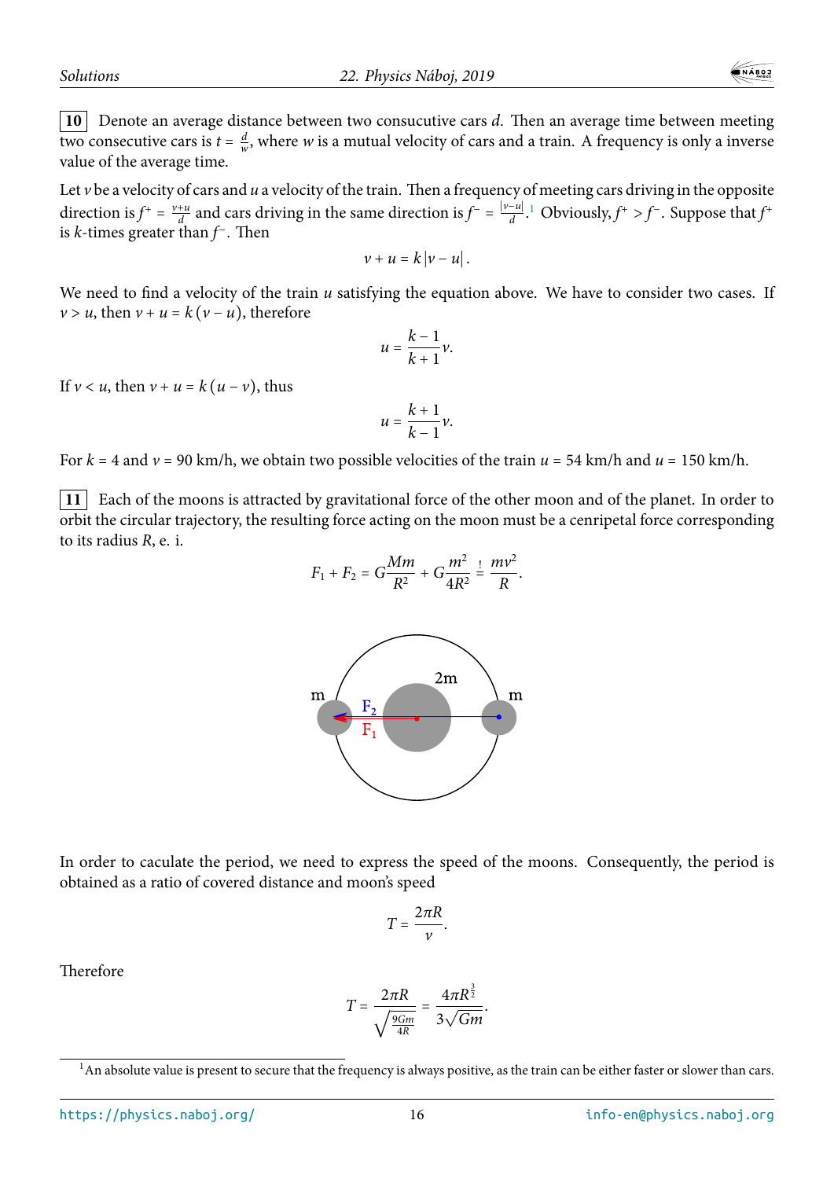**10** Denote an average distance between two consucutive cars $d$. Then an average time between meeting two consecutive cars is $t = \frac{d}{w}$, where $w$ is a mutual velocity of cars and a train. A frequency is only a inverse value of the average time.

Let $v$ be a velocity of cars and $u$ a velocity of the train. Then a frequency of meeting cars driving in the opposite direction is $f^+ = \frac{v+u}{d}$ and cars driving in the same direction is $f^- = \frac{|v-u|}{d}$.[1] Obviously, $f^+ > f^-$. Suppose that $f^+$ is $k$-times greater than $f^-$. Then

$$v + u = k\,|v - u|\,.$$

We need to find a velocity of the train $u$ satisfying the equation above. We have to consider two cases. If $v > u$, then $v + u = k\,(v - u)$, therefore

$$u = \frac{k-1}{k+1}v.$$

If $v < u$, then $v + u = k\,(u - v)$, thus

$$u = \frac{k+1}{k-1}v.$$

For $k = 4$ and $v = 90$ km/h, we obtain two possible velocities of the train $u = 54$ km/h and $u = 150$ km/h.

**11** Each of the moons is attracted by gravitational force of the other moon and of the planet. In order to orbit the circular trajectory, the resulting force acting on the moon must be a cenripetal force corresponding to its radius $R$, e. i.

$$F_1 + F_2 = G\frac{Mm}{R^2} + G\frac{m^2}{4R^2} \stackrel{!}{=} \frac{mv^2}{R}.$$

In order to caculate the period, we need to express the speed of the moons. Consequently, the period is obtained as a ratio of covered distance and moon's speed

$$T = \frac{2\pi R}{v}.$$

Therefore

$$T = \frac{2\pi R}{\sqrt{\frac{9Gm}{4R}}} = \frac{4\pi R^{\frac{3}{2}}}{3\sqrt{Gm}}.$$

---

[1] An absolute value is present to secure that the frequency is always positive, as the train can be either faster or slower than cars.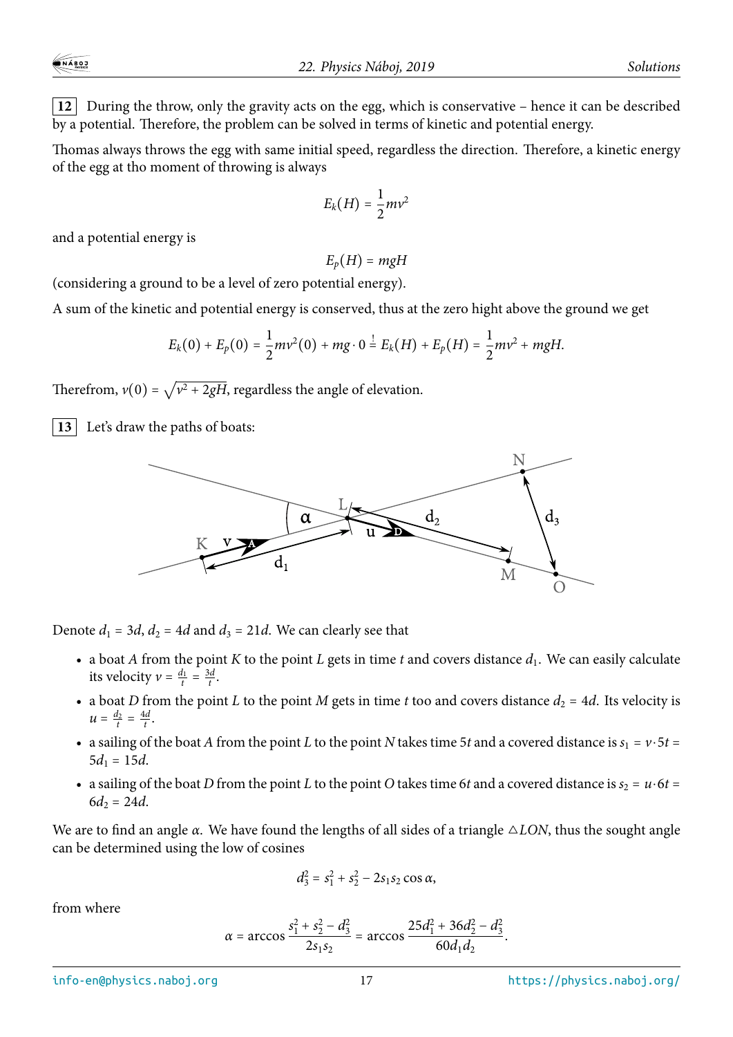**12** During the throw, only the gravity acts on the egg, which is conservative – hence it can be described by a potential. Therefore, the problem can be solved in terms of kinetic and potential energy.

Thomas always throws the egg with same initial speed, regardless the direction. Therefore, a kinetic energy of the egg at tho moment of throwing is always

$$E_k(H) = \frac{1}{2}mv^2$$

and a potential energy is

$$E_p(H) = mgH$$

(considering a ground to be a level of zero potential energy).

A sum of the kinetic and potential energy is conserved, thus at the zero hight above the ground we get

$$E_k(0) + E_p(0) = \frac{1}{2}mv^2(0) + mg \cdot 0 \stackrel{!}{=} E_k(H) + E_p(H) = \frac{1}{2}mv^2 + mgH.$$

Therefrom, $v(0) = \sqrt{v^2 + 2gH}$, regardless the angle of elevation.

**13** Let's draw the paths of boats:

Denote $d_1 = 3d$, $d_2 = 4d$ and $d_3 = 21d$. We can clearly see that

- a boat $A$ from the point $K$ to the point $L$ gets in time $t$ and covers distance $d_1$. We can easily calculate its velocity $v = \frac{d_1}{t} = \frac{3d}{t}$.
- a boat $D$ from the point $L$ to the point $M$ gets in time $t$ too and covers distance $d_2 = 4d$. Its velocity is $u = \frac{d_2}{t} = \frac{4d}{t}$.
- a sailing of the boat $A$ from the point $L$ to the point $N$ takes time $5t$ and a covered distance is $s_1 = v \cdot 5t = 5d_1 = 15d$.
- a sailing of the boat $D$ from the point $L$ to the point $O$ takes time $6t$ and a covered distance is $s_2 = u \cdot 6t = 6d_2 = 24d$.

We are to find an angle $\alpha$. We have found the lengths of all sides of a triangle $\triangle LON$, thus the sought angle can be determined using the low of cosines

$$d_3^2 = s_1^2 + s_2^2 - 2s_1 s_2 \cos\alpha,$$

from where

$$\alpha = \arccos\frac{s_1^2 + s_2^2 - d_3^2}{2s_1 s_2} = \arccos\frac{25d_1^2 + 36d_2^2 - d_3^2}{60d_1 d_2}.$$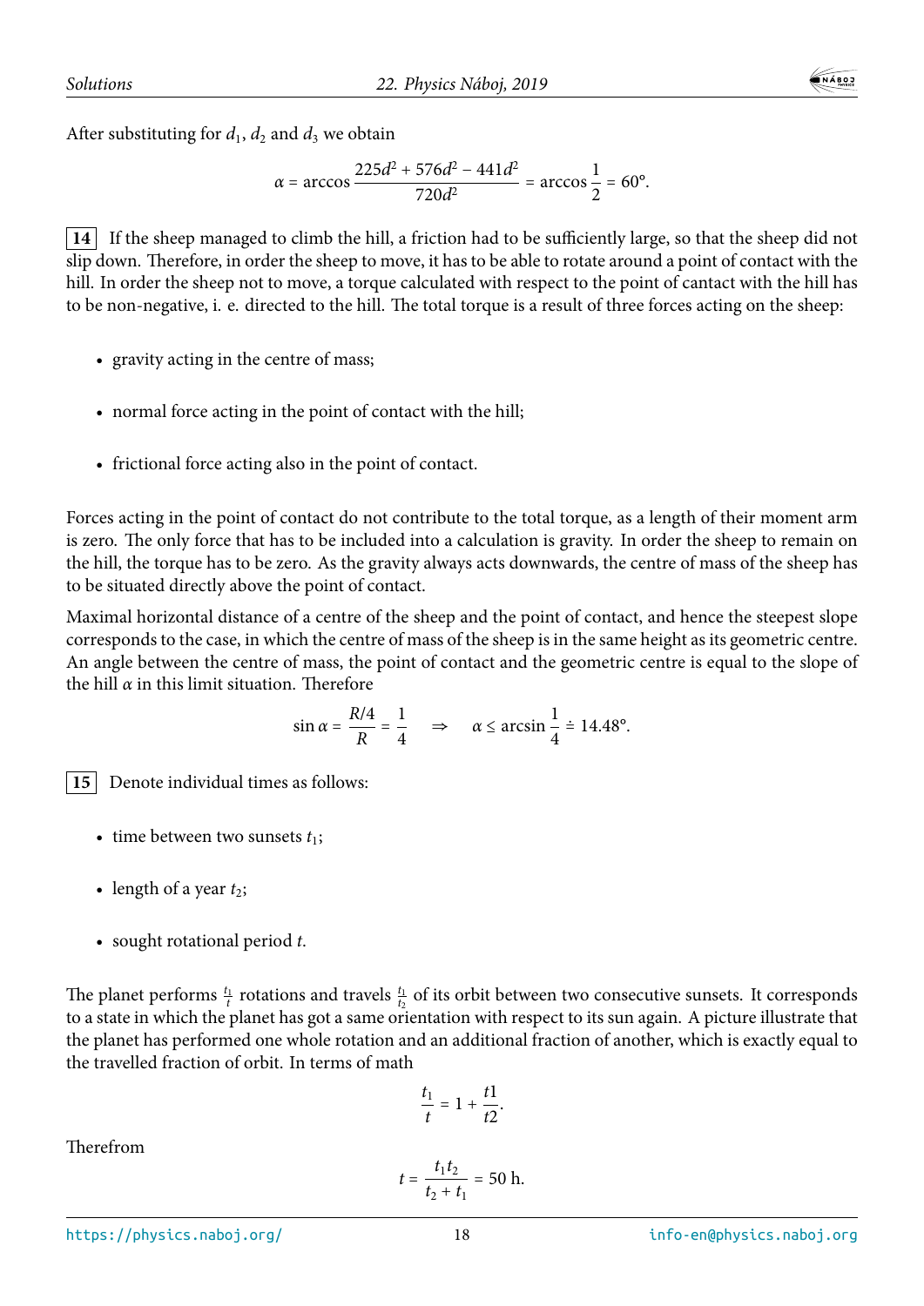After substituting for $d_1$, $d_2$ and $d_3$ we obtain

$$\alpha = \arccos \frac{225d^2 + 576d^2 - 441d^2}{720d^2} = \arccos \frac{1}{2} = 60°.$$

**14** If the sheep managed to climb the hill, a friction had to be sufficiently large, so that the sheep did not slip down. Therefore, in order the sheep to move, it has to be able to rotate around a point of contact with the hill. In order the sheep not to move, a torque calculated with respect to the point of cantact with the hill has to be non-negative, i. e. directed to the hill. The total torque is a result of three forces acting on the sheep:

- gravity acting in the centre of mass;
- normal force acting in the point of contact with the hill;
- frictional force acting also in the point of contact.

Forces acting in the point of contact do not contribute to the total torque, as a length of their moment arm is zero. The only force that has to be included into a calculation is gravity. In order the sheep to remain on the hill, the torque has to be zero. As the gravity always acts downwards, the centre of mass of the sheep has to be situated directly above the point of contact.

Maximal horizontal distance of a centre of the sheep and the point of contact, and hence the steepest slope corresponds to the case, in which the centre of mass of the sheep is in the same height as its geometric centre. An angle between the centre of mass, the point of contact and the geometric centre is equal to the slope of the hill $\alpha$ in this limit situation. Therefore

$$\sin \alpha = \frac{R/4}{R} = \frac{1}{4} \quad \Rightarrow \quad \alpha \leq \arcsin \frac{1}{4} \doteq 14.48°.$$

**15** Denote individual times as follows:

- time between two sunsets $t_1$;
- length of a year $t_2$;
- sought rotational period $t$.

The planet performs $\frac{t_1}{t}$ rotations and travels $\frac{t_1}{t_2}$ of its orbit between two consecutive sunsets. It corresponds to a state in which the planet has got a same orientation with respect to its sun again. A picture illustrate that the planet has performed one whole rotation and an additional fraction of another, which is exactly equal to the travelled fraction of orbit. In terms of math

$$\frac{t_1}{t} = 1 + \frac{t1}{t2}.$$

Therefrom

$$t = \frac{t_1 t_2}{t_2 + t_1} = 50 \text{ h}.$$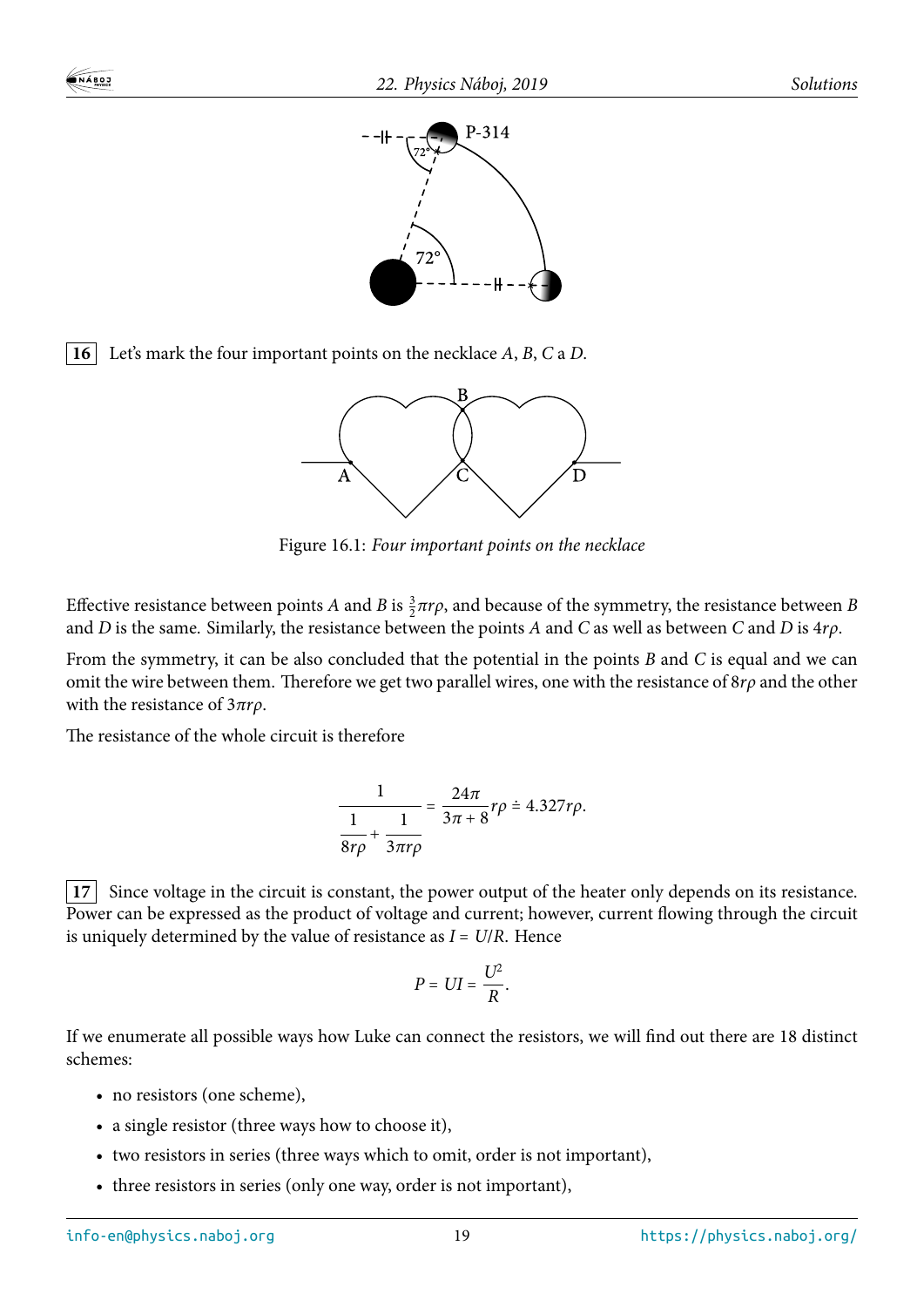**16** Let's mark the four important points on the necklace $A$, $B$, $C$ a $D$.

Figure 16.1: *Four important points on the necklace*

Effective resistance between points $A$ and $B$ is $\frac{3}{2}\pi r\rho$, and because of the symmetry, the resistance between $B$ and $D$ is the same. Similarly, the resistance between the points $A$ and $C$ as well as between $C$ and $D$ is $4r\rho$.

From the symmetry, it can be also concluded that the potential in the points $B$ and $C$ is equal and we can omit the wire between them. Therefore we get two parallel wires, one with the resistance of $8r\rho$ and the other with the resistance of $3\pi r\rho$.

The resistance of the whole circuit is therefore

$$\frac{1}{\frac{1}{8r\rho} + \frac{1}{3\pi r\rho}} = \frac{24\pi}{3\pi + 8} r\rho \doteq 4.327 r\rho.$$

**17** Since voltage in the circuit is constant, the power output of the heater only depends on its resistance. Power can be expressed as the product of voltage and current; however, current flowing through the circuit is uniquely determined by the value of resistance as $I = U/R$. Hence

$$P = UI = \frac{U^2}{R}.$$

If we enumerate all possible ways how Luke can connect the resistors, we will find out there are 18 distinct schemes:

- no resistors (one scheme),
- a single resistor (three ways how to choose it),
- two resistors in series (three ways which to omit, order is not important),
- three resistors in series (only one way, order is not important),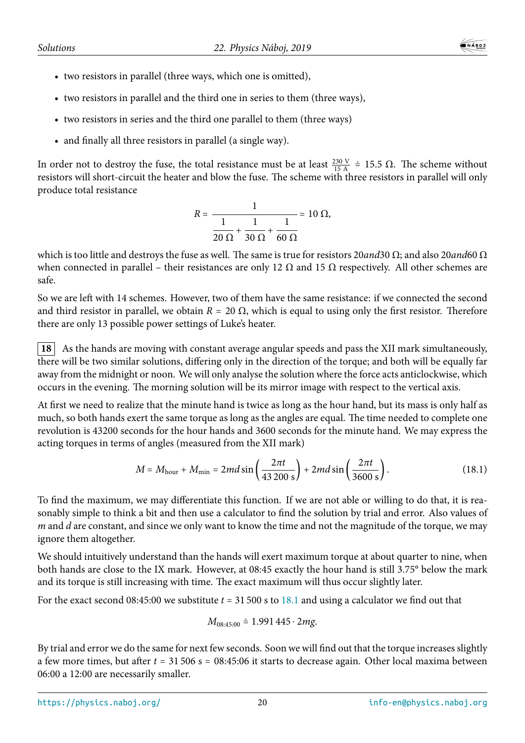- two resistors in parallel (three ways, which one is omitted),
- two resistors in parallel and the third one in series to them (three ways),
- two resistors in series and the third one parallel to them (three ways)
- and finally all three resistors in parallel (a single way).

In order not to destroy the fuse, the total resistance must be at least $\frac{230\text{ V}}{15\text{ A}} \doteq 15.5\ \Omega$. The scheme without resistors will short-circuit the heater and blow the fuse. The scheme with three resistors in parallel will only produce total resistance

$$R = \frac{1}{\dfrac{1}{20\ \Omega} + \dfrac{1}{30\ \Omega} + \dfrac{1}{60\ \Omega}} = 10\ \Omega,$$

which is too little and destroys the fuse as well. The same is true for resistors $20 and 30\ \Omega$; and also $20 and 60\ \Omega$ when connected in parallel – their resistances are only $12\ \Omega$ and $15\ \Omega$ respectively. All other schemes are safe.

So we are left with 14 schemes. However, two of them have the same resistance: if we connected the second and third resistor in parallel, we obtain $R = 20\ \Omega$, which is equal to using only the first resistor. Therefore there are only 13 possible power settings of Luke's heater.

**18** As the hands are moving with constant average angular speeds and pass the XII mark simultaneously, there will be two similar solutions, differing only in the direction of the torque; and both will be equally far away from the midnight or noon. We will only analyse the solution where the force acts anticlockwise, which occurs in the evening. The morning solution will be its mirror image with respect to the vertical axis.

At first we need to realize that the minute hand is twice as long as the hour hand, but its mass is only half as much, so both hands exert the same torque as long as the angles are equal. The time needed to complete one revolution is 43200 seconds for the hour hands and 3600 seconds for the minute hand. We may express the acting torques in terms of angles (measured from the XII mark)

$$M = M_{\text{hour}} + M_{\text{min}} = 2md \sin\left(\frac{2\pi t}{43\,200\text{ s}}\right) + 2md \sin\left(\frac{2\pi t}{3600\text{ s}}\right). \tag{18.1}$$

To find the maximum, we may differentiate this function. If we are not able or willing to do that, it is reasonably simple to think a bit and then use a calculator to find the solution by trial and error. Also values of $m$ and $d$ are constant, and since we only want to know the time and not the magnitude of the torque, we may ignore them altogether.

We should intuitively understand than the hands will exert maximum torque at about quarter to nine, when both hands are close to the IX mark. However, at 08:45 exactly the hour hand is still 3.75° below the mark and its torque is still increasing with time. The exact maximum will thus occur slightly later.

For the exact second 08:45:00 we substitute $t = 31\,500$ s to 18.1 and using a calculator we find out that

$$M_{08:45:00} \doteq 1.991\,445 \cdot 2mg.$$

By trial and error we do the same for next few seconds. Soon we will find out that the torque increases slightly a few more times, but after $t = 31\,506\text{ s} = 08{:}45{:}06$ it starts to decrease again. Other local maxima between 06:00 a 12:00 are necessarily smaller.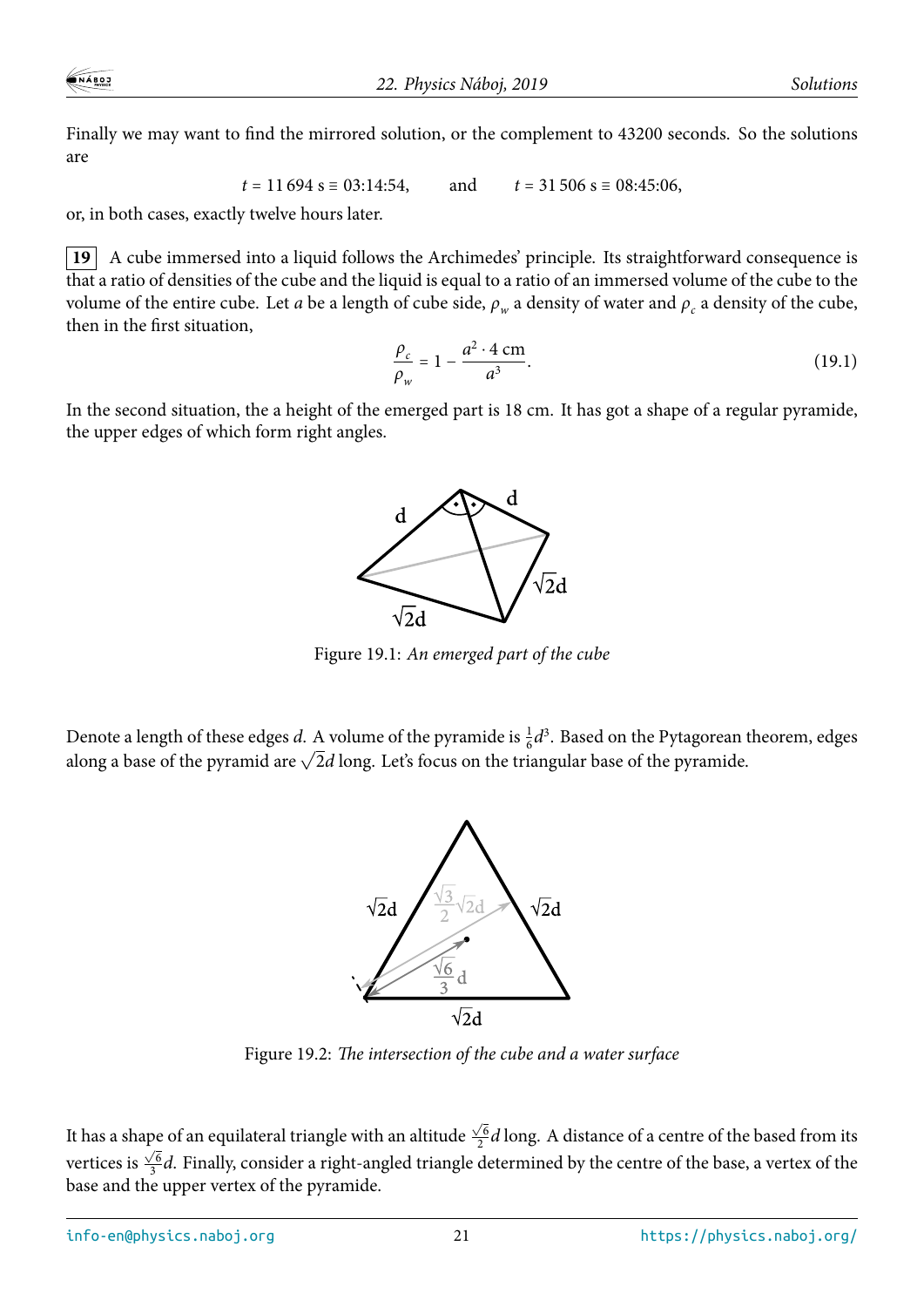Finally we may want to find the mirrored solution, or the complement to 43200 seconds. So the solutions are

$$t = 11\,694\ \text{s} \equiv 03{:}14{:}54, \qquad \text{and} \qquad t = 31\,506\ \text{s} \equiv 08{:}45{:}06,$$

or, in both cases, exactly twelve hours later.

**19** A cube immersed into a liquid follows the Archimedes' principle. Its straightforward consequence is that a ratio of densities of the cube and the liquid is equal to a ratio of an immersed volume of the cube to the volume of the entire cube. Let $a$ be a length of cube side, $\rho_w$ a density of water and $\rho_c$ a density of the cube, then in the first situation,

$$\frac{\rho_c}{\rho_w} = 1 - \frac{a^2 \cdot 4\ \text{cm}}{a^3}. \tag{19.1}$$

In the second situation, the a height of the emerged part is 18 cm. It has got a shape of a regular pyramide, the upper edges of which form right angles.

Figure 19.1: *An emerged part of the cube*

Denote a length of these edges $d$. A volume of the pyramide is $\frac{1}{6}d^3$. Based on the Pytagorean theorem, edges along a base of the pyramid are $\sqrt{2}d$ long. Let's focus on the triangular base of the pyramide.

Figure 19.2: *The intersection of the cube and a water surface*

It has a shape of an equilateral triangle with an altitude $\frac{\sqrt{6}}{2}d$ long. A distance of a centre of the based from its vertices is $\frac{\sqrt{6}}{3}d$. Finally, consider a right-angled triangle determined by the centre of the base, a vertex of the base and the upper vertex of the pyramide.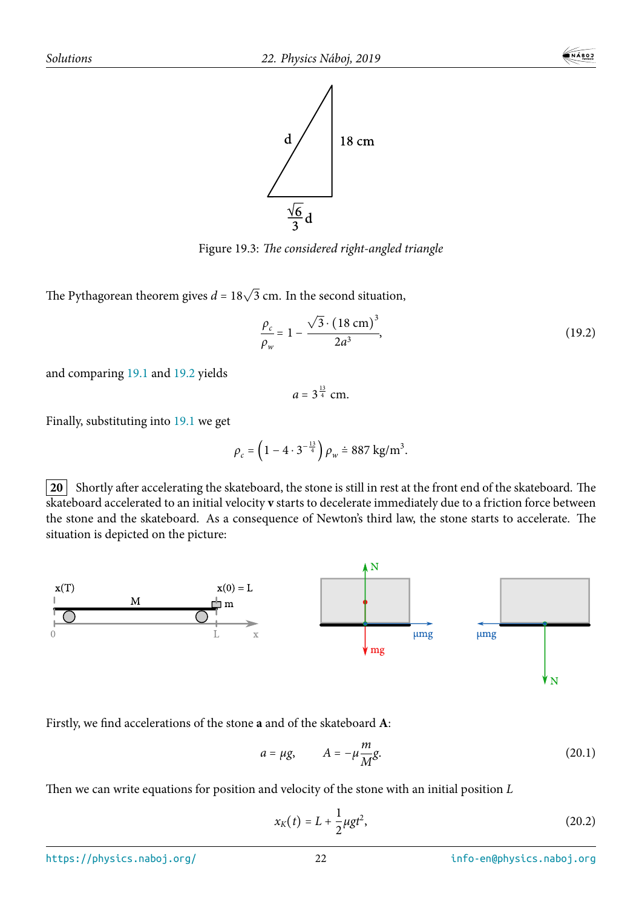Figure 19.3: *The considered right-angled triangle*

The Pythagorean theorem gives $d = 18\sqrt{3}$ cm. In the second situation,

$$\frac{\rho_c}{\rho_w} = 1 - \frac{\sqrt{3} \cdot (18\ \text{cm})^3}{2a^3}, \tag{19.2}$$

and comparing 19.1 and 19.2 yields

$$a = 3^{\frac{13}{4}}\ \text{cm}.$$

Finally, substituting into 19.1 we get

$$\rho_c = \left(1 - 4 \cdot 3^{-\frac{13}{4}}\right) \rho_w \doteq 887\ \text{kg/m}^3.$$

**20** Shortly after accelerating the skateboard, the stone is still in rest at the front end of the skateboard. The skateboard accelerated to an initial velocity **v** starts to decelerate immediately due to a friction force between the stone and the skateboard. As a consequence of Newton's third law, the stone starts to accelerate. The situation is depicted on the picture:

Firstly, we find accelerations of the stone **a** and of the skateboard **A**:

$$a = \mu g, \qquad A = -\mu \frac{m}{M} g. \tag{20.1}$$

Then we can write equations for position and velocity of the stone with an initial position $L$

$$x_K(t) = L + \frac{1}{2}\mu g t^2, \tag{20.2}$$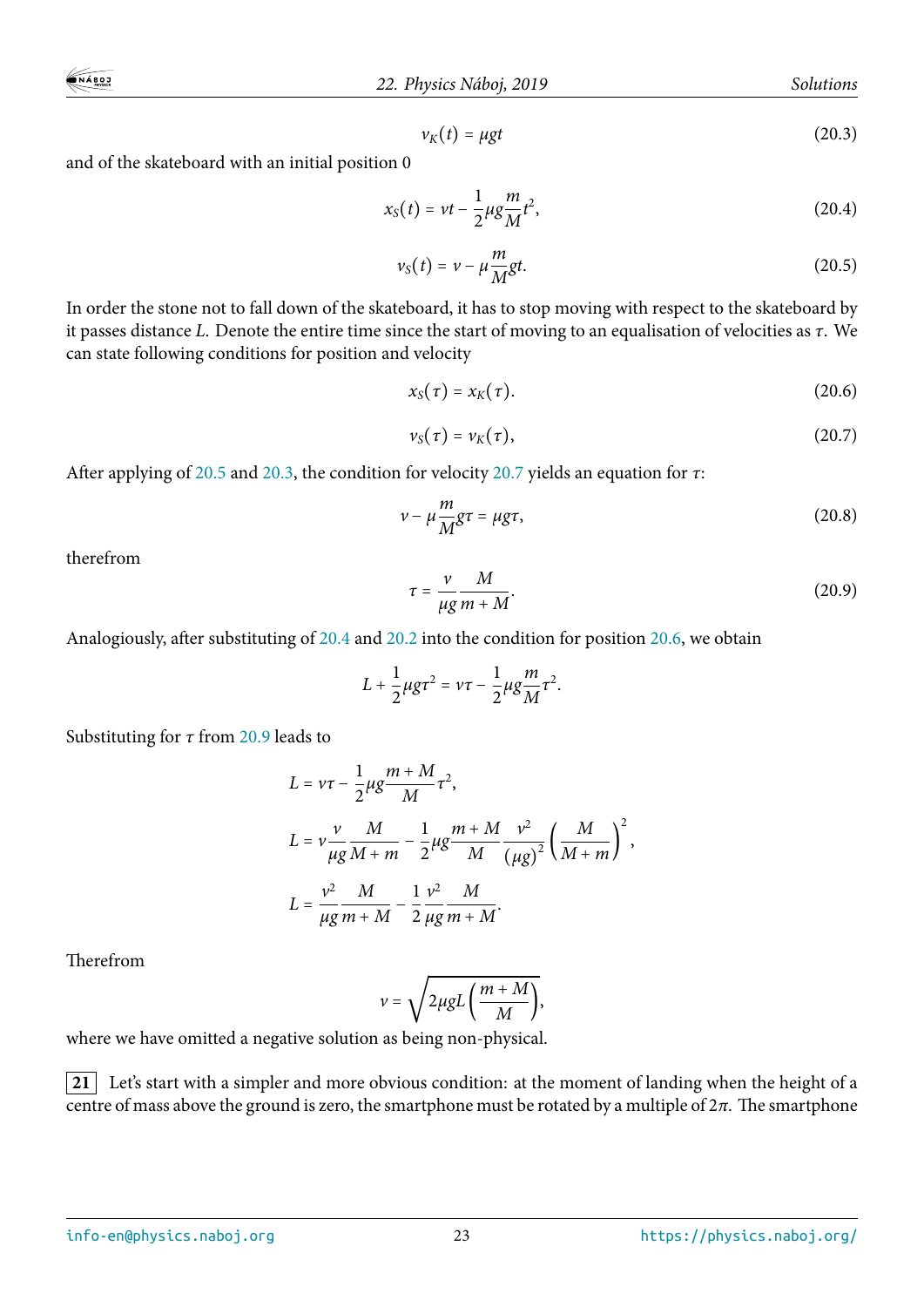$$v_K(t) = \mu g t \tag{20.3}$$

and of the skateboard with an initial position 0

$$x_S(t) = vt - \frac{1}{2}\mu g \frac{m}{M} t^2, \tag{20.4}$$

$$v_S(t) = v - \mu \frac{m}{M} g t. \tag{20.5}$$

In order the stone not to fall down of the skateboard, it has to stop moving with respect to the skateboard by it passes distance $L$. Denote the entire time since the start of moving to an equalisation of velocities as $\tau$. We can state following conditions for position and velocity

$$x_S(\tau) = x_K(\tau). \tag{20.6}$$

$$v_S(\tau) = v_K(\tau), \tag{20.7}$$

After applying of 20.5 and 20.3, the condition for velocity 20.7 yields an equation for $\tau$:

$$v - \mu \frac{m}{M} g \tau = \mu g \tau, \tag{20.8}$$

therefrom

$$\tau = \frac{v}{\mu g} \frac{M}{m + M}. \tag{20.9}$$

Analogiously, after substituting of 20.4 and 20.2 into the condition for position 20.6, we obtain

$$L + \frac{1}{2}\mu g \tau^2 = v\tau - \frac{1}{2}\mu g \frac{m}{M} \tau^2.$$

Substituting for $\tau$ from 20.9 leads to

$$L = v\tau - \frac{1}{2}\mu g \frac{m + M}{M} \tau^2,$$

$$L = v \frac{v}{\mu g} \frac{M}{M + m} - \frac{1}{2}\mu g \frac{m + M}{M} \frac{v^2}{(\mu g)^2} \left(\frac{M}{M + m}\right)^2,$$

$$L = \frac{v^2}{\mu g} \frac{M}{m + M} - \frac{1}{2} \frac{v^2}{\mu g} \frac{M}{m + M}.$$

Therefrom

$$v = \sqrt{2\mu g L \left(\frac{m + M}{M}\right)},$$

where we have omitted a negative solution as being non-physical.

**21** Let's start with a simpler and more obvious condition: at the moment of landing when the height of a centre of mass above the ground is zero, the smartphone must be rotated by a multiple of $2\pi$. The smartphone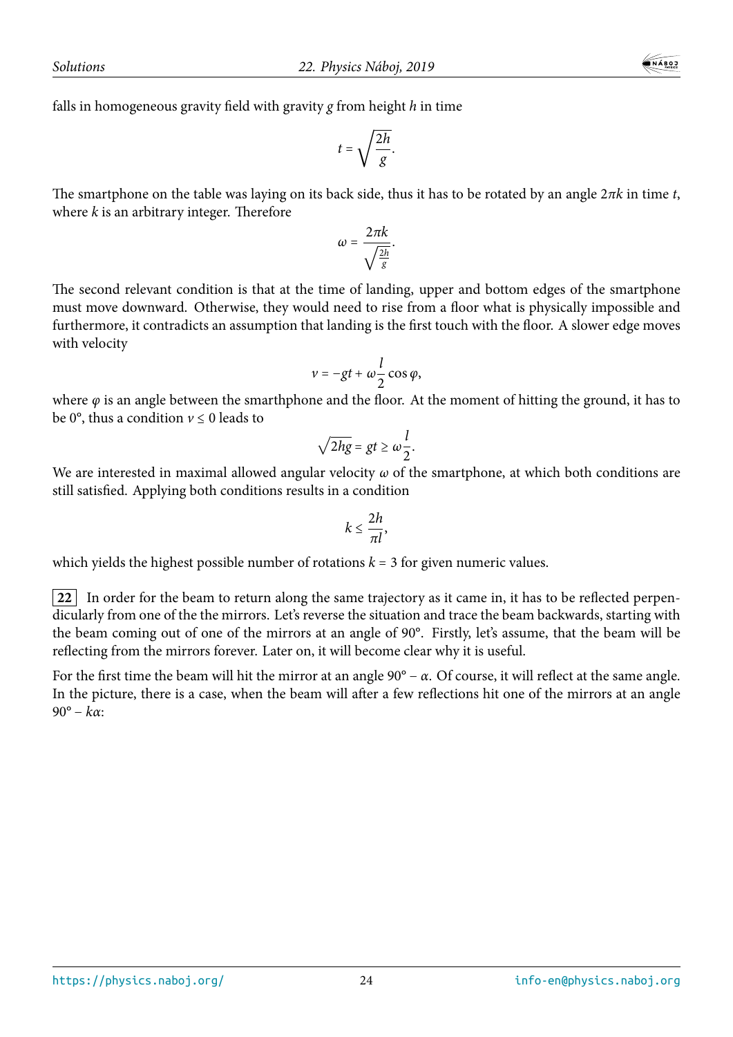falls in homogeneous gravity field with gravity $g$ from height $h$ in time

$$t = \sqrt{\frac{2h}{g}}.$$

The smartphone on the table was laying on its back side, thus it has to be rotated by an angle $2\pi k$ in time $t$, where $k$ is an arbitrary integer. Therefore

$$\omega = \frac{2\pi k}{\sqrt{\frac{2h}{g}}}.$$

The second relevant condition is that at the time of landing, upper and bottom edges of the smartphone must move downward. Otherwise, they would need to rise from a floor what is physically impossible and furthermore, it contradicts an assumption that landing is the first touch with the floor. A slower edge moves with velocity

$$v = -gt + \omega \frac{l}{2} \cos \varphi,$$

where $\varphi$ is an angle between the smarthphone and the floor. At the moment of hitting the ground, it has to be 0°, thus a condition $v \leq 0$ leads to

$$\sqrt{2hg} = gt \geq \omega \frac{l}{2}.$$

We are interested in maximal allowed angular velocity $\omega$ of the smartphone, at which both conditions are still satisfied. Applying both conditions results in a condition

$$k \leq \frac{2h}{\pi l},$$

which yields the highest possible number of rotations $k = 3$ for given numeric values.

**22** In order for the beam to return along the same trajectory as it came in, it has to be reflected perpendicularly from one of the mirrors. Let's reverse the situation and trace the beam backwards, starting with the beam coming out of one of the mirrors at an angle of 90°. Firstly, let's assume, that the beam will be reflecting from the mirrors forever. Later on, it will become clear why it is useful.

For the first time the beam will hit the mirror at an angle $90° - \alpha$. Of course, it will reflect at the same angle. In the picture, there is a case, when the beam will after a few reflections hit one of the mirrors at an angle $90° - k\alpha$: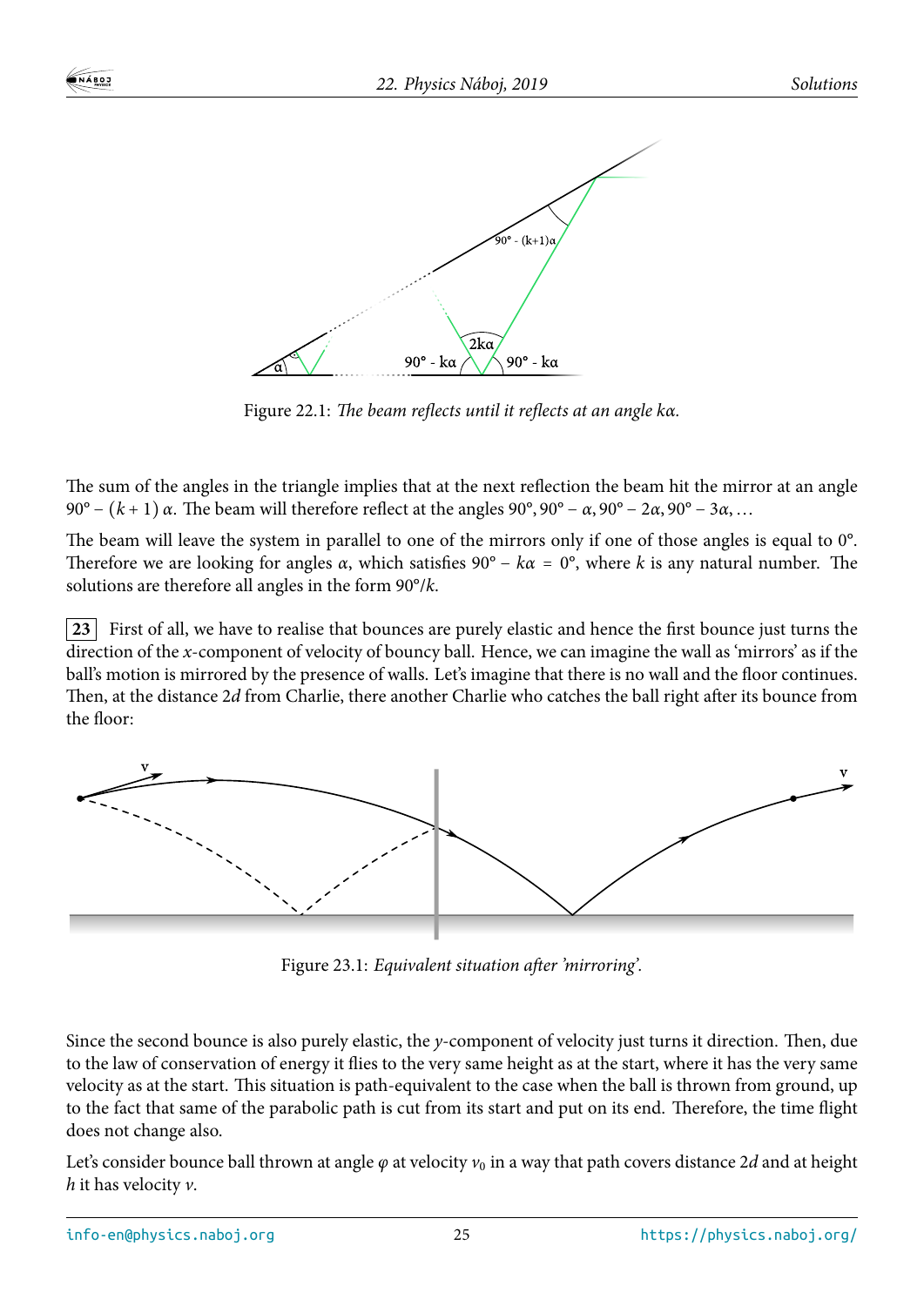Figure 22.1: *The beam reflects until it reflects at an angle kα.*

The sum of the angles in the triangle implies that at the next reflection the beam hit the mirror at an angle $90° - (k+1)\,\alpha$. The beam will therefore reflect at the angles $90°, 90° - \alpha, 90° - 2\alpha, 90° - 3\alpha, \ldots$

The beam will leave the system in parallel to one of the mirrors only if one of those angles is equal to 0°. Therefore we are looking for angles $\alpha$, which satisfies $90° - k\alpha = 0°$, where $k$ is any natural number. The solutions are therefore all angles in the form $90°/k$.

**23** First of all, we have to realise that bounces are purely elastic and hence the first bounce just turns the direction of the $x$-component of velocity of bouncy ball. Hence, we can imagine the wall as 'mirrors' as if the ball's motion is mirrored by the presence of walls. Let's imagine that there is no wall and the floor continues. Then, at the distance $2d$ from Charlie, there another Charlie who catches the ball right after its bounce from the floor:

Figure 23.1: *Equivalent situation after 'mirroring'.*

Since the second bounce is also purely elastic, the $y$-component of velocity just turns it direction. Then, due to the law of conservation of energy it flies to the very same height as at the start, where it has the very same velocity as at the start. This situation is path-equivalent to the case when the ball is thrown from ground, up to the fact that same of the parabolic path is cut from its start and put on its end. Therefore, the time flight does not change also.

Let's consider bounce ball thrown at angle $\varphi$ at velocity $v_0$ in a way that path covers distance $2d$ and at height $h$ it has velocity $v$.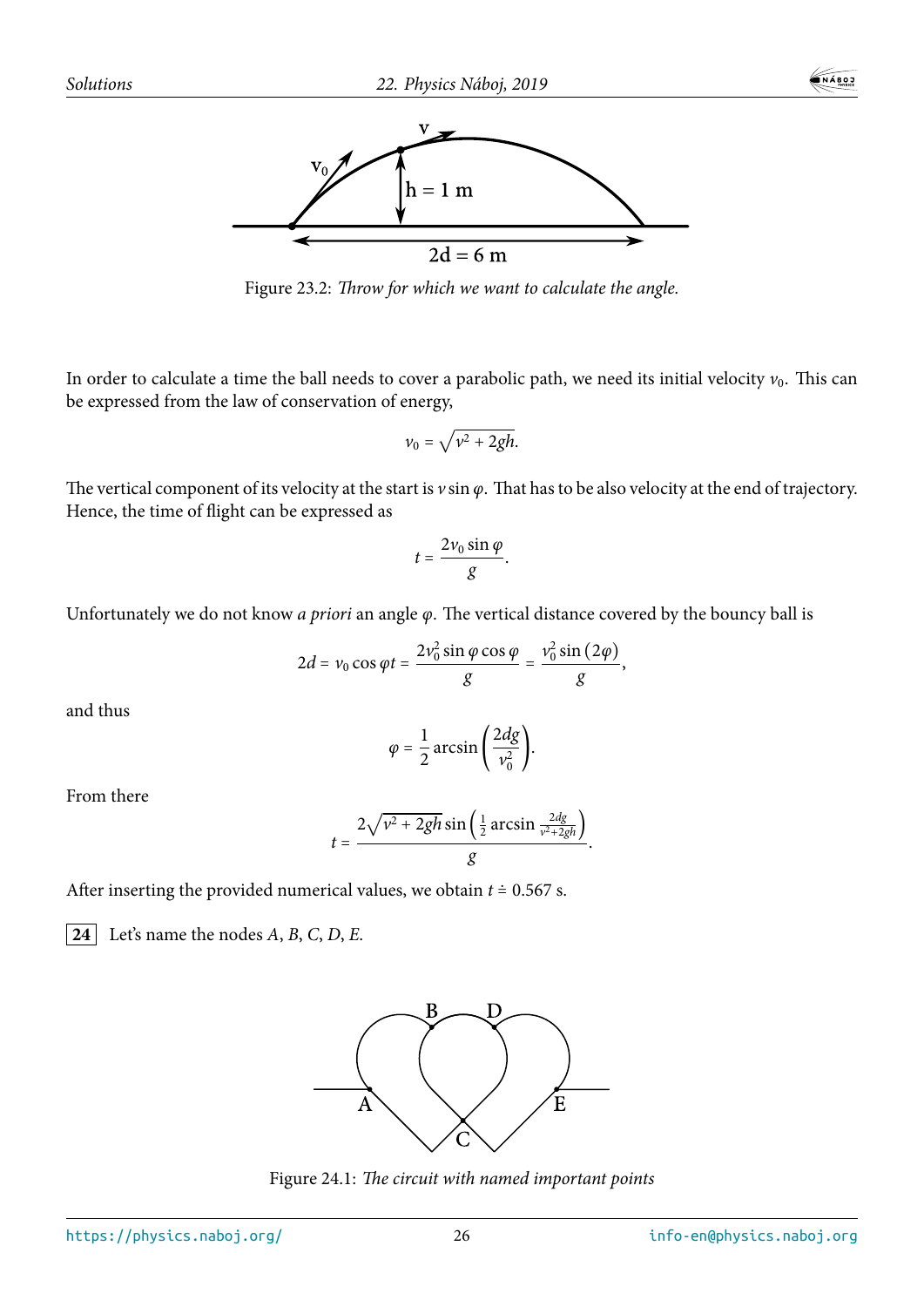Figure 23.2: *Throw for which we want to calculate the angle.*

In order to calculate a time the ball needs to cover a parabolic path, we need its initial velocity $v_0$. This can be expressed from the law of conservation of energy,

$$v_0 = \sqrt{v^2 + 2gh}.$$

The vertical component of its velocity at the start is $v \sin \varphi$. That has to be also velocity at the end of trajectory. Hence, the time of flight can be expressed as

$$t = \frac{2v_0 \sin \varphi}{g}.$$

Unfortunately we do not know *a priori* an angle $\varphi$. The vertical distance covered by the bouncy ball is

$$2d = v_0 \cos \varphi t = \frac{2v_0^2 \sin \varphi \cos \varphi}{g} = \frac{v_0^2 \sin(2\varphi)}{g},$$

and thus

$$\varphi = \frac{1}{2} \arcsin\left(\frac{2dg}{v_0^2}\right).$$

From there

$$t = \frac{2\sqrt{v^2 + 2gh} \sin\left(\frac{1}{2} \arcsin \frac{2dg}{v^2+2gh}\right)}{g}.$$

After inserting the provided numerical values, we obtain $t \doteq 0.567$ s.

**24** Let's name the nodes $A$, $B$, $C$, $D$, $E$.

Figure 24.1: *The circuit with named important points*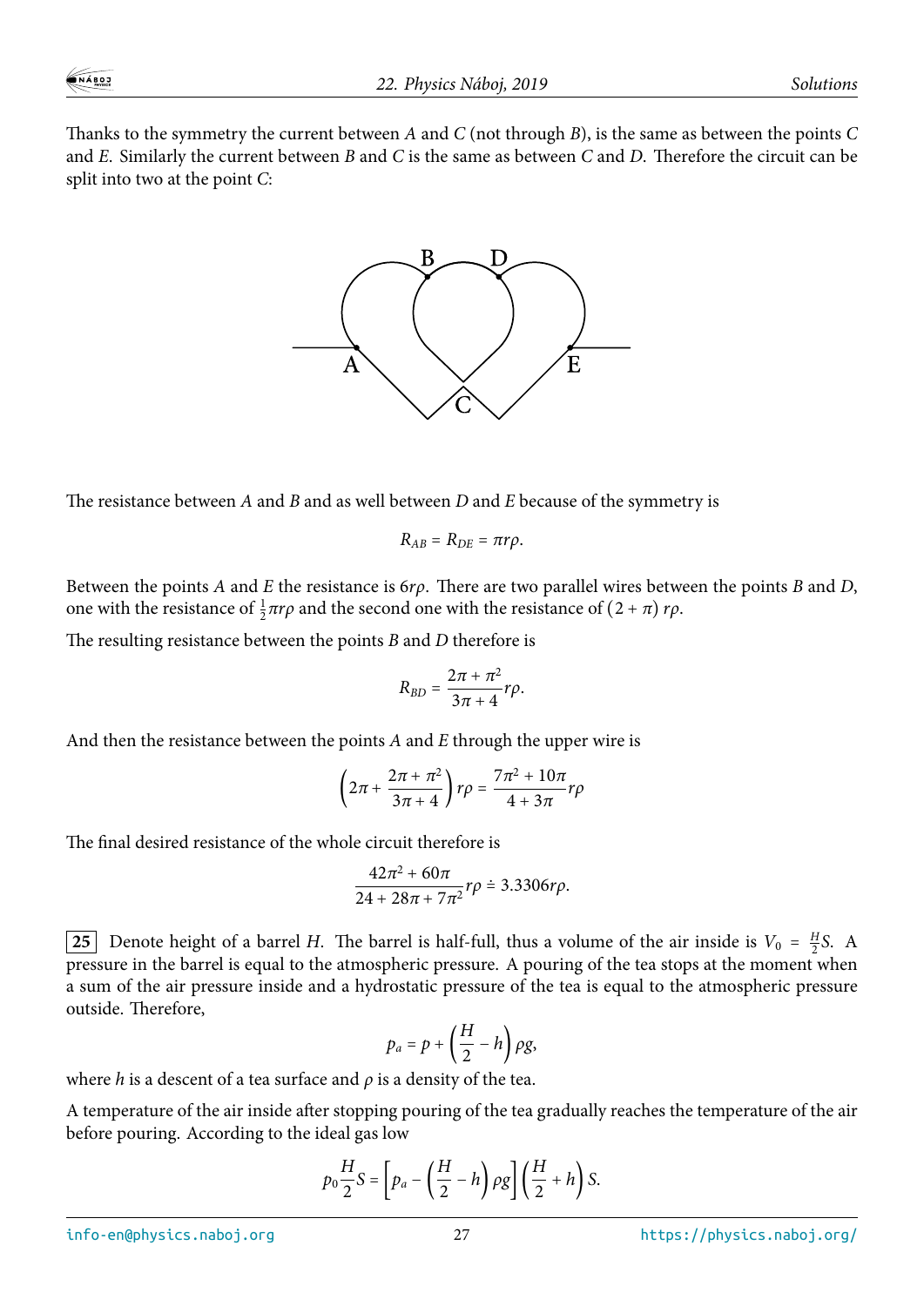Thanks to the symmetry the current between $A$ and $C$ (not through $B$), is the same as between the points $C$ and $E$. Similarly the current between $B$ and $C$ is the same as between $C$ and $D$. Therefore the circuit can be split into two at the point $C$:

The resistance between $A$ and $B$ and as well between $D$ and $E$ because of the symmetry is

$$R_{AB} = R_{DE} = \pi r \rho.$$

Between the points $A$ and $E$ the resistance is $6r\rho$. There are two parallel wires between the points $B$ and $D$, one with the resistance of $\frac{1}{2}\pi r\rho$ and the second one with the resistance of $(2+\pi)\, r\rho$.

The resulting resistance between the points $B$ and $D$ therefore is

$$R_{BD} = \frac{2\pi + \pi^2}{3\pi + 4} r\rho.$$

And then the resistance between the points $A$ and $E$ through the upper wire is

$$\left(2\pi + \frac{2\pi + \pi^2}{3\pi + 4}\right) r\rho = \frac{7\pi^2 + 10\pi}{4 + 3\pi} r\rho$$

The final desired resistance of the whole circuit therefore is

$$\frac{42\pi^2 + 60\pi}{24 + 28\pi + 7\pi^2} r\rho \doteq 3.3306 r\rho.$$

**25** Denote height of a barrel $H$. The barrel is half-full, thus a volume of the air inside is $V_0 = \frac{H}{2}S$. A pressure in the barrel is equal to the atmospheric pressure. A pouring of the tea stops at the moment when a sum of the air pressure inside and a hydrostatic pressure of the tea is equal to the atmospheric pressure outside. Therefore,

$$p_a = p + \left(\frac{H}{2} - h\right)\rho g,$$

where $h$ is a descent of a tea surface and $\rho$ is a density of the tea.

A temperature of the air inside after stopping pouring of the tea gradually reaches the temperature of the air before pouring. According to the ideal gas low

$$p_0 \frac{H}{2} S = \left[p_a - \left(\frac{H}{2} - h\right)\rho g\right]\left(\frac{H}{2} + h\right) S.$$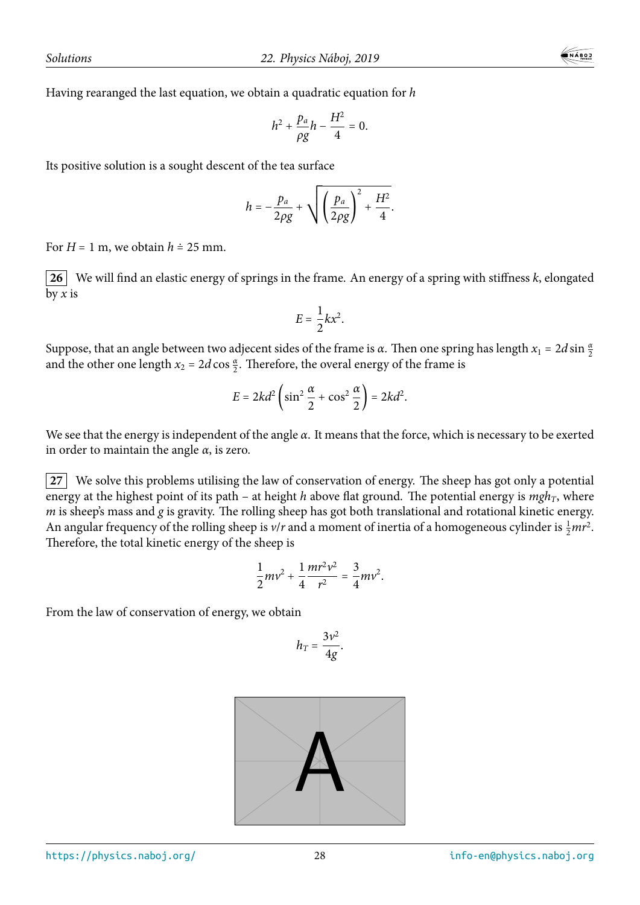Having rearanged the last equation, we obtain a quadratic equation for $h$

$$h^2 + \frac{p_a}{\rho g}h - \frac{H^2}{4} = 0.$$

Its positive solution is a sought descent of the tea surface

$$h = -\frac{p_a}{2\rho g} + \sqrt{\left(\frac{p_a}{2\rho g}\right)^2 + \frac{H^2}{4}}.$$

For $H = 1$ m, we obtain $h \doteq 25$ mm.

**26** We will find an elastic energy of springs in the frame. An energy of a spring with stiffness $k$, elongated by $x$ is

$$E = \frac{1}{2}kx^2.$$

Suppose, that an angle between two adjecent sides of the frame is $\alpha$. Then one spring has length $x_1 = 2d \sin \frac{\alpha}{2}$ and the other one length $x_2 = 2d \cos \frac{\alpha}{2}$. Therefore, the overal energy of the frame is

$$E = 2kd^2 \left(\sin^2 \frac{\alpha}{2} + \cos^2 \frac{\alpha}{2}\right) = 2kd^2.$$

We see that the energy is independent of the angle $\alpha$. It means that the force, which is necessary to be exerted in order to maintain the angle $\alpha$, is zero.

**27** We solve this problems utilising the law of conservation of energy. The sheep has got only a potential energy at the highest point of its path – at height $h$ above flat ground. The potential energy is $mgh_T$, where $m$ is sheep's mass and $g$ is gravity. The rolling sheep has got both translational and rotational kinetic energy. An angular frequency of the rolling sheep is $v/r$ and a moment of inertia of a homogeneous cylinder is $\frac{1}{2}mr^2$. Therefore, the total kinetic energy of the sheep is

$$\frac{1}{2}mv^2 + \frac{1}{4}\frac{mr^2v^2}{r^2} = \frac{3}{4}mv^2.$$

From the law of conservation of energy, we obtain

$$h_T = \frac{3v^2}{4g}.$$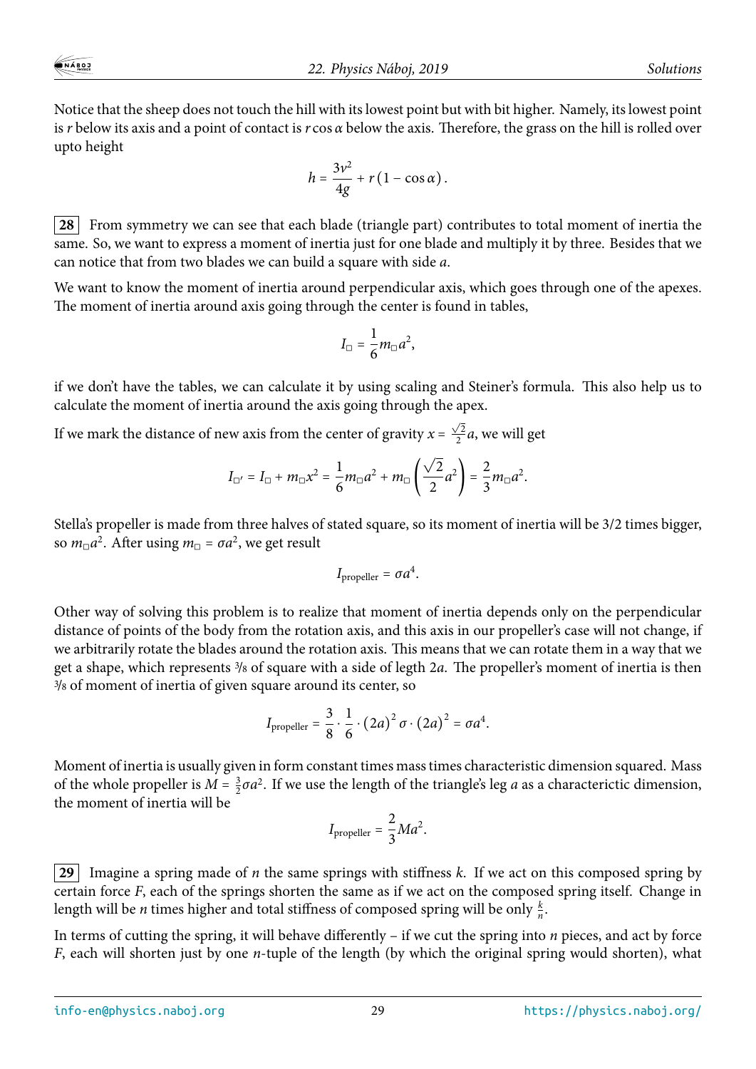Notice that the sheep does not touch the hill with its lowest point but with bit higher. Namely, its lowest point is $r$ below its axis and a point of contact is $r\cos\alpha$ below the axis. Therefore, the grass on the hill is rolled over upto height

$$h = \frac{3v^2}{4g} + r\left(1 - \cos\alpha\right).$$

**28** From symmetry we can see that each blade (triangle part) contributes to total moment of inertia the same. So, we want to express a moment of inertia just for one blade and multiply it by three. Besides that we can notice that from two blades we can build a square with side $a$.

We want to know the moment of inertia around perpendicular axis, which goes through one of the apexes. The moment of inertia around axis going through the center is found in tables,

$$I_\square = \frac{1}{6} m_\square a^2,$$

if we don't have the tables, we can calculate it by using scaling and Steiner's formula. This also help us to calculate the moment of inertia around the axis going through the apex.

If we mark the distance of new axis from the center of gravity $x = \frac{\sqrt{2}}{2}a$, we will get

$$I_{\square'} = I_\square + m_\square x^2 = \frac{1}{6} m_\square a^2 + m_\square \left(\frac{\sqrt{2}}{2} a^2\right) = \frac{2}{3} m_\square a^2.$$

Stella's propeller is made from three halves of stated square, so its moment of inertia will be 3/2 times bigger, so $m_\square a^2$. After using $m_\square = \sigma a^2$, we get result

$$I_{\text{propeller}} = \sigma a^4.$$

Other way of solving this problem is to realize that moment of inertia depends only on the perpendicular distance of points of the body from the rotation axis, and this axis in our propeller's case will not change, if we arbitrarily rotate the blades around the rotation axis. This means that we can rotate them in a way that we get a shape, which represents $^3/_8$ of square with a side of legth $2a$. The propeller's moment of inertia is then $^3/_8$ of moment of inertia of given square around its center, so

$$I_{\text{propeller}} = \frac{3}{8} \cdot \frac{1}{6} \cdot (2a)^2 \sigma \cdot (2a)^2 = \sigma a^4.$$

Moment of inertia is usually given in form constant times mass times characteristic dimension squared. Mass of the whole propeller is $M = \frac{3}{2}\sigma a^2$. If we use the length of the triangle's leg $a$ as a characterictic dimension, the moment of inertia will be

$$I_{\text{propeller}} = \frac{2}{3} M a^2.$$

**29** Imagine a spring made of $n$ the same springs with stiffness $k$. If we act on this composed spring by certain force $F$, each of the springs shorten the same as if we act on the composed spring itself. Change in length will be $n$ times higher and total stiffness of composed spring will be only $\frac{k}{n}$.

In terms of cutting the spring, it will behave differently – if we cut the spring into $n$ pieces, and act by force $F$, each will shorten just by one $n$-tuple of the length (by which the original spring would shorten), what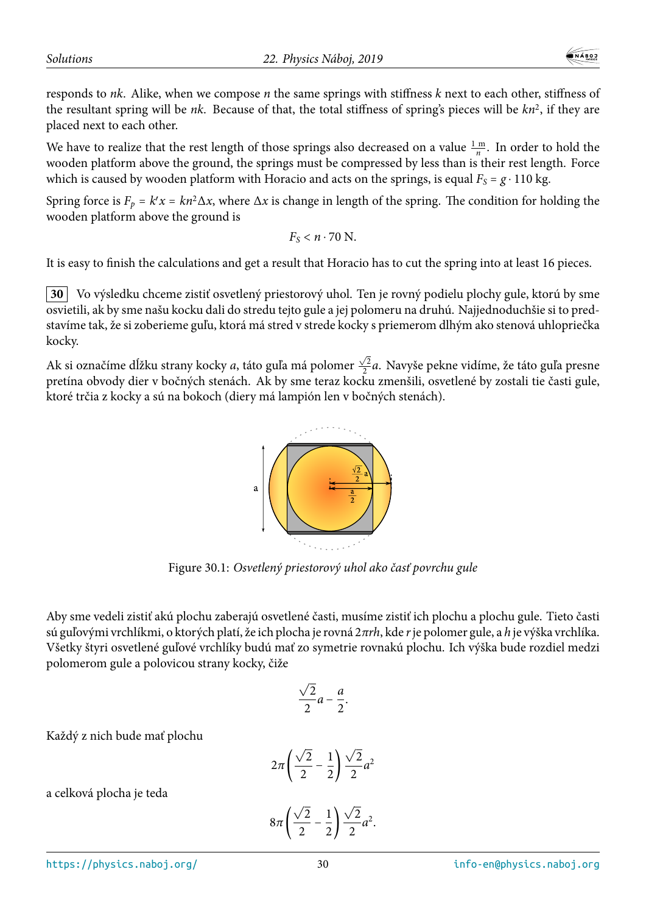responds to $nk$. Alike, when we compose $n$ the same springs with stiffness $k$ next to each other, stiffness of the resultant spring will be $nk$. Because of that, the total stiffness of spring's pieces will be $kn^2$, if they are placed next to each other.

We have to realize that the rest length of those springs also decreased on a value $\frac{1\,\mathrm{m}}{n}$. In order to hold the wooden platform above the ground, the springs must be compressed by less than is their rest length. Force which is caused by wooden platform with Horacio and acts on the springs, is equal $F_S = g \cdot 110\,\mathrm{kg}$.

Spring force is $F_p = k'x = kn^2\Delta x$, where $\Delta x$ is change in length of the spring. The condition for holding the wooden platform above the ground is

$$F_S < n \cdot 70\,\mathrm{N}.$$

It is easy to finish the calculations and get a result that Horacio has to cut the spring into at least 16 pieces.

**30** Vo výsledku chceme zistiť osvetlený priestorový uhol. Ten je rovný podielu plochy gule, ktorú by sme osvietili, ak by sme našu kocku dali do stredu tejto gule a jej polomeru na druhú. Najjednoduchšie si to predstavíme tak, že si zoberieme guľu, ktorá má stred v strede kocky s priemerom dlhým ako stenová uhlopriečka kocky.

Ak si označíme dĺžku strany kocky $a$, táto guľa má polomer $\frac{\sqrt{2}}{2}a$. Navyše pekne vidíme, že táto guľa presne pretína obvody dier v bočných stenách. Ak by sme teraz kocku zmenšili, osvetlené by zostali tie časti gule, ktoré trčia z kocky a sú na bokoch (diery má lampión len v bočných stenách).

Figure 30.1: *Osvetlený priestorový uhol ako časť povrchu gule*

Aby sme vedeli zistiť akú plochu zaberajú osvetlené časti, musíme zistiť ich plochu a plochu gule. Tieto časti sú guľovými vrchlíkmi, o ktorých platí, že ich plocha je rovná $2\pi rh$, kde $r$ je polomer gule, a $h$ je výška vrchlíka. Všetky štyri osvetlené guľové vrchlíky budú mať zo symetrie rovnakú plochu. Ich výška bude rozdiel medzi polomerom gule a polovicou strany kocky, čiže

$$\frac{\sqrt{2}}{2}a - \frac{a}{2}.$$

Každý z nich bude mať plochu

$$2\pi\left(\frac{\sqrt{2}}{2} - \frac{1}{2}\right)\frac{\sqrt{2}}{2}a^2$$

a celková plocha je teda

$$8\pi\left(\frac{\sqrt{2}}{2} - \frac{1}{2}\right)\frac{\sqrt{2}}{2}a^2.$$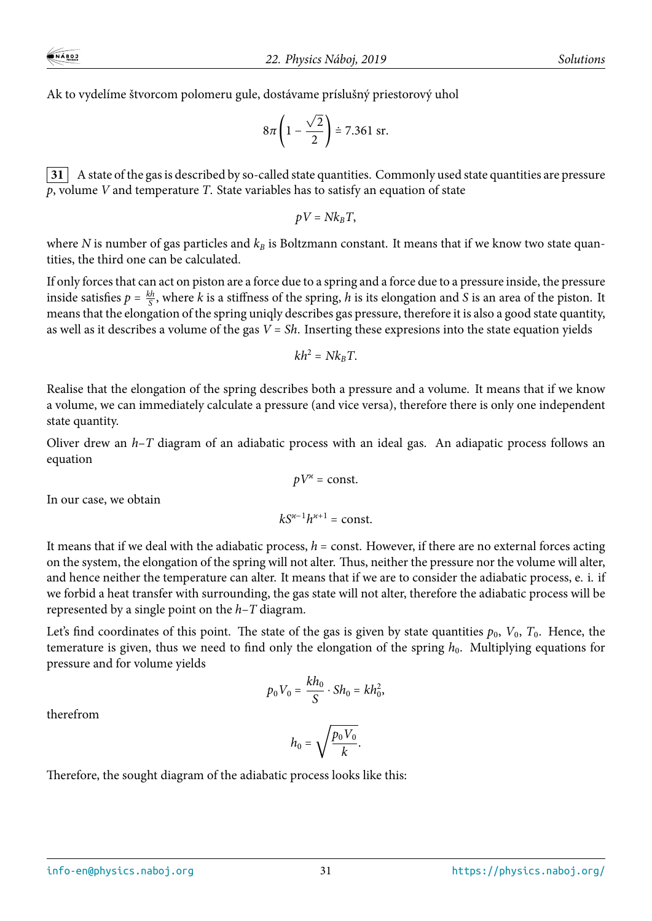Ak to vydelíme štvorcom polomeru gule, dostávame príslušný priestorový uhol

$$8\pi\left(1-\frac{\sqrt{2}}{2}\right) \doteq 7.361 \text{ sr.}$$

**31** A state of the gas is described by so-called state quantities. Commonly used state quantities are pressure $p$, volume $V$ and temperature $T$. State variables has to satisfy an equation of state

$$pV = Nk_BT,$$

where $N$ is number of gas particles and $k_B$ is Boltzmann constant. It means that if we know two state quantities, the third one can be calculated.

If only forces that can act on piston are a force due to a spring and a force due to a pressure inside, the pressure inside satisfies $p = \frac{kh}{S}$, where $k$ is a stiffness of the spring, $h$ is its elongation and $S$ is an area of the piston. It means that the elongation of the spring uniqly describes gas pressure, therefore it is also a good state quantity, as well as it describes a volume of the gas $V = Sh$. Inserting these expresions into the state equation yields

$$kh^2 = Nk_BT.$$

Realise that the elongation of the spring describes both a pressure and a volume. It means that if we know a volume, we can immediately calculate a pressure (and vice versa), therefore there is only one independent state quantity.

Oliver drew an $h$–$T$ diagram of an adiabatic process with an ideal gas. An adiapatic process follows an equation

$$pV^\varkappa = \text{const.}$$

In our case, we obtain

$$kS^{\varkappa-1}h^{\varkappa+1} = \text{const.}$$

It means that if we deal with the adiabatic process, $h = \text{const.}$ However, if there are no external forces acting on the system, the elongation of the spring will not alter. Thus, neither the pressure nor the volume will alter, and hence neither the temperature can alter. It means that if we are to consider the adiabatic process, e. i. if we forbid a heat transfer with surrounding, the gas state will not alter, therefore the adiabatic process will be represented by a single point on the $h$–$T$ diagram.

Let's find coordinates of this point. The state of the gas is given by state quantities $p_0$, $V_0$, $T_0$. Hence, the temerature is given, thus we need to find only the elongation of the spring $h_0$. Multiplying equations for pressure and for volume yields

$$p_0V_0 = \frac{kh_0}{S}\cdot Sh_0 = kh_0^2,$$

therefrom

$$h_0 = \sqrt{\frac{p_0V_0}{k}}.$$

Therefore, the sought diagram of the adiabatic process looks like this: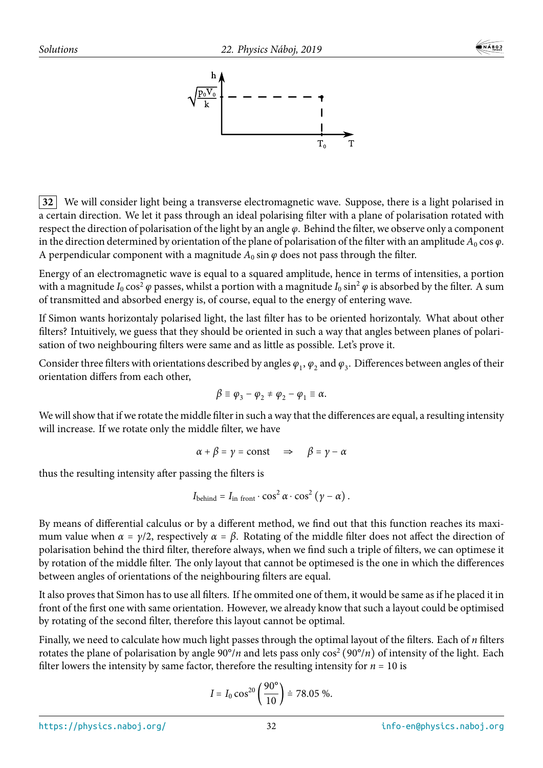**32** We will consider light being a transverse electromagnetic wave. Suppose, there is a light polarised in a certain direction. We let it pass through an ideal polarising filter with a plane of polarisation rotated with respect the direction of polarisation of the light by an angle $\varphi$. Behind the filter, we observe only a component in the direction determined by orientation of the plane of polarisation of the filter with an amplitude $A_0 \cos\varphi$. A perpendicular component with a magnitude $A_0 \sin\varphi$ does not pass through the filter.

Energy of an electromagnetic wave is equal to a squared amplitude, hence in terms of intensities, a portion with a magnitude $I_0 \cos^2\varphi$ passes, whilst a portion with a magnitude $I_0 \sin^2\varphi$ is absorbed by the filter. A sum of transmitted and absorbed energy is, of course, equal to the energy of entering wave.

If Simon wants horizontaly polarised light, the last filter has to be oriented horizontaly. What about other filters? Intuitively, we guess that they should be oriented in such a way that angles between planes of polarisation of two neighbouring filters were same and as little as possible. Let's prove it.

Consider three filters with orientations described by angles $\varphi_1$, $\varphi_2$ and $\varphi_3$. Differences between angles of their orientation differs from each other,

$$\beta \equiv \varphi_3 - \varphi_2 \neq \varphi_2 - \varphi_1 \equiv \alpha.$$

We will show that if we rotate the middle filter in such a way that the differences are equal, a resulting intensity will increase. If we rotate only the middle filter, we have

$$\alpha + \beta = \gamma = \text{const} \quad \Rightarrow \quad \beta = \gamma - \alpha$$

thus the resulting intensity after passing the filters is

$$I_{\text{behind}} = I_{\text{in front}} \cdot \cos^2\alpha \cdot \cos^2(\gamma - \alpha)\,.$$

By means of differential calculus or by a different method, we find out that this function reaches its maximum value when $\alpha = \gamma/2$, respectively $\alpha = \beta$. Rotating of the middle filter does not affect the direction of polarisation behind the third filter, therefore always, when we find such a triple of filters, we can optimese it by rotation of the middle filter. The only layout that cannot be optimesed is the one in which the differences between angles of orientations of the neighbouring filters are equal.

It also proves that Simon has to use all filters. If he ommited one of them, it would be same as if he placed it in front of the first one with same orientation. However, we already know that such a layout could be optimised by rotating of the second filter, therefore this layout cannot be optimal.

Finally, we need to calculate how much light passes through the optimal layout of the filters. Each of $n$ filters rotates the plane of polarisation by angle $90°/n$ and lets pass only $\cos^2(90°/n)$ of intensity of the light. Each filter lowers the intensity by same factor, therefore the resulting intensity for $n = 10$ is

$$I = I_0 \cos^{20}\left(\frac{90°}{10}\right) \doteq 78.05\ \%.$$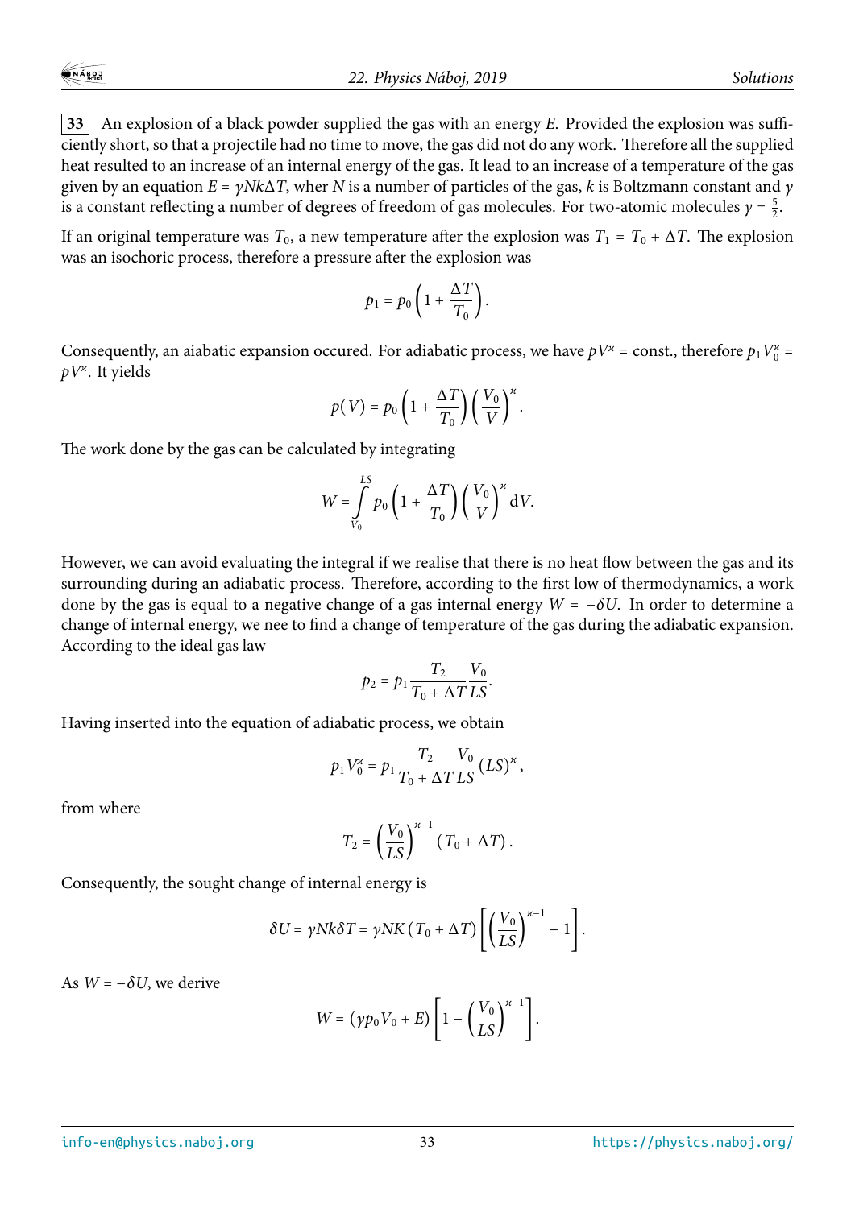**33** An explosion of a black powder supplied the gas with an energy $E$. Provided the explosion was sufficiently short, so that a projectile had no time to move, the gas did not do any work. Therefore all the supplied heat resulted to an increase of an internal energy of the gas. It lead to an increase of a temperature of the gas given by an equation $E = \gamma N k \Delta T$, wher $N$ is a number of particles of the gas, $k$ is Boltzmann constant and $\gamma$ is a constant reflecting a number of degrees of freedom of gas molecules. For two-atomic molecules $\gamma = \frac{5}{2}$.

If an original temperature was $T_0$, a new temperature after the explosion was $T_1 = T_0 + \Delta T$. The explosion was an isochoric process, therefore a pressure after the explosion was

$$p_1 = p_0 \left(1 + \frac{\Delta T}{T_0}\right).$$

Consequently, an aiabatic expansion occured. For adiabatic process, we have $pV^\varkappa = \text{const.}$, therefore $p_1 V_0^\varkappa = pV^\varkappa$. It yields

$$p(V) = p_0 \left(1 + \frac{\Delta T}{T_0}\right) \left(\frac{V_0}{V}\right)^\varkappa.$$

The work done by the gas can be calculated by integrating

$$W = \int_{V_0}^{LS} p_0 \left(1 + \frac{\Delta T}{T_0}\right) \left(\frac{V_0}{V}\right)^\varkappa \mathrm{d}V.$$

However, we can avoid evaluating the integral if we realise that there is no heat flow between the gas and its surrounding during an adiabatic process. Therefore, according to the first low of thermodynamics, a work done by the gas is equal to a negative change of a gas internal energy $W = -\delta U$. In order to determine a change of internal energy, we nee to find a change of temperature of the gas during the adiabatic expansion. According to the ideal gas law

$$p_2 = p_1 \frac{T_2}{T_0 + \Delta T} \frac{V_0}{LS}.$$

Having inserted into the equation of adiabatic process, we obtain

$$p_1 V_0^\varkappa = p_1 \frac{T_2}{T_0 + \Delta T} \frac{V_0}{LS} (LS)^\varkappa,$$

from where

$$T_2 = \left(\frac{V_0}{LS}\right)^{\varkappa - 1} (T_0 + \Delta T).$$

Consequently, the sought change of internal energy is

$$\delta U = \gamma N k \delta T = \gamma N K (T_0 + \Delta T) \left[\left(\frac{V_0}{LS}\right)^{\varkappa - 1} - 1\right].$$

As $W = -\delta U$, we derive

$$W = (\gamma p_0 V_0 + E) \left[1 - \left(\frac{V_0}{LS}\right)^{\varkappa - 1}\right].$$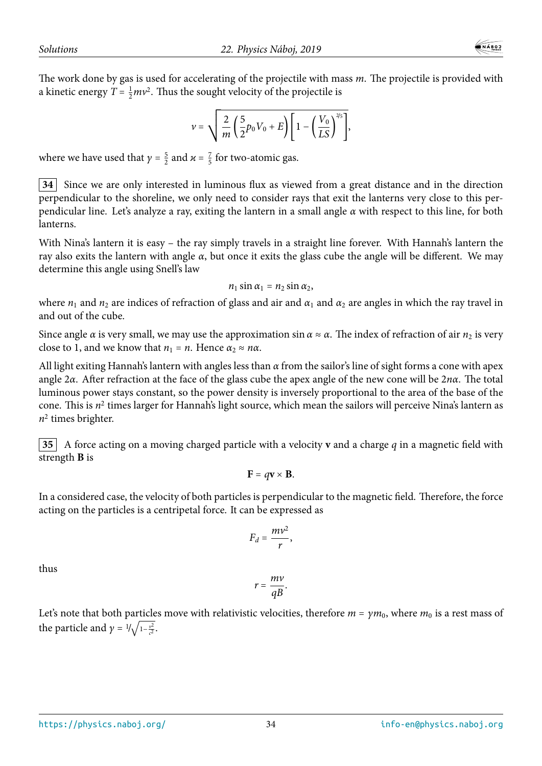The work done by gas is used for accelerating of the projectile with mass $m$. The projectile is provided with a kinetic energy $T = \frac{1}{2}mv^2$. Thus the sought velocity of the projectile is

$$v = \sqrt{\frac{2}{m}\left(\frac{5}{2}p_0V_0 + E\right)\left[1 - \left(\frac{V_0}{LS}\right)^{2/5}\right]},$$

where we have used that $\gamma = \frac{5}{2}$ and $\varkappa = \frac{7}{5}$ for two-atomic gas.

**34** Since we are only interested in luminous flux as viewed from a great distance and in the direction perpendicular to the shoreline, we only need to consider rays that exit the lanterns very close to this perpendicular line. Let's analyze a ray, exiting the lantern in a small angle $\alpha$ with respect to this line, for both lanterns.

With Nina's lantern it is easy – the ray simply travels in a straight line forever. With Hannah's lantern the ray also exits the lantern with angle $\alpha$, but once it exits the glass cube the angle will be different. We may determine this angle using Snell's law

$$n_1 \sin\alpha_1 = n_2 \sin\alpha_2,$$

where $n_1$ and $n_2$ are indices of refraction of glass and air and $\alpha_1$ and $\alpha_2$ are angles in which the ray travel in and out of the cube.

Since angle $\alpha$ is very small, we may use the approximation $\sin\alpha \approx \alpha$. The index of refraction of air $n_2$ is very close to 1, and we know that $n_1 = n$. Hence $\alpha_2 \approx n\alpha$.

All light exiting Hannah's lantern with angles less than $\alpha$ from the sailor's line of sight forms a cone with apex angle $2\alpha$. After refraction at the face of the glass cube the apex angle of the new cone will be $2n\alpha$. The total luminous power stays constant, so the power density is inversely proportional to the area of the base of the cone. This is $n^2$ times larger for Hannah's light source, which mean the sailors will perceive Nina's lantern as $n^2$ times brighter.

**35** A force acting on a moving charged particle with a velocity $\mathbf{v}$ and a charge $q$ in a magnetic field with strength $\mathbf{B}$ is

$$\mathbf{F} = q\mathbf{v} \times \mathbf{B}.$$

In a considered case, the velocity of both particles is perpendicular to the magnetic field. Therefore, the force acting on the particles is a centripetal force. It can be expressed as

$$F_d = \frac{mv^2}{r},$$

thus

$$r = \frac{mv}{qB}.$$

Let's note that both particles move with relativistic velocities, therefore $m = \gamma m_0$, where $m_0$ is a rest mass of the particle and $\gamma = 1/\sqrt{1 - \frac{v^2}{c^2}}$.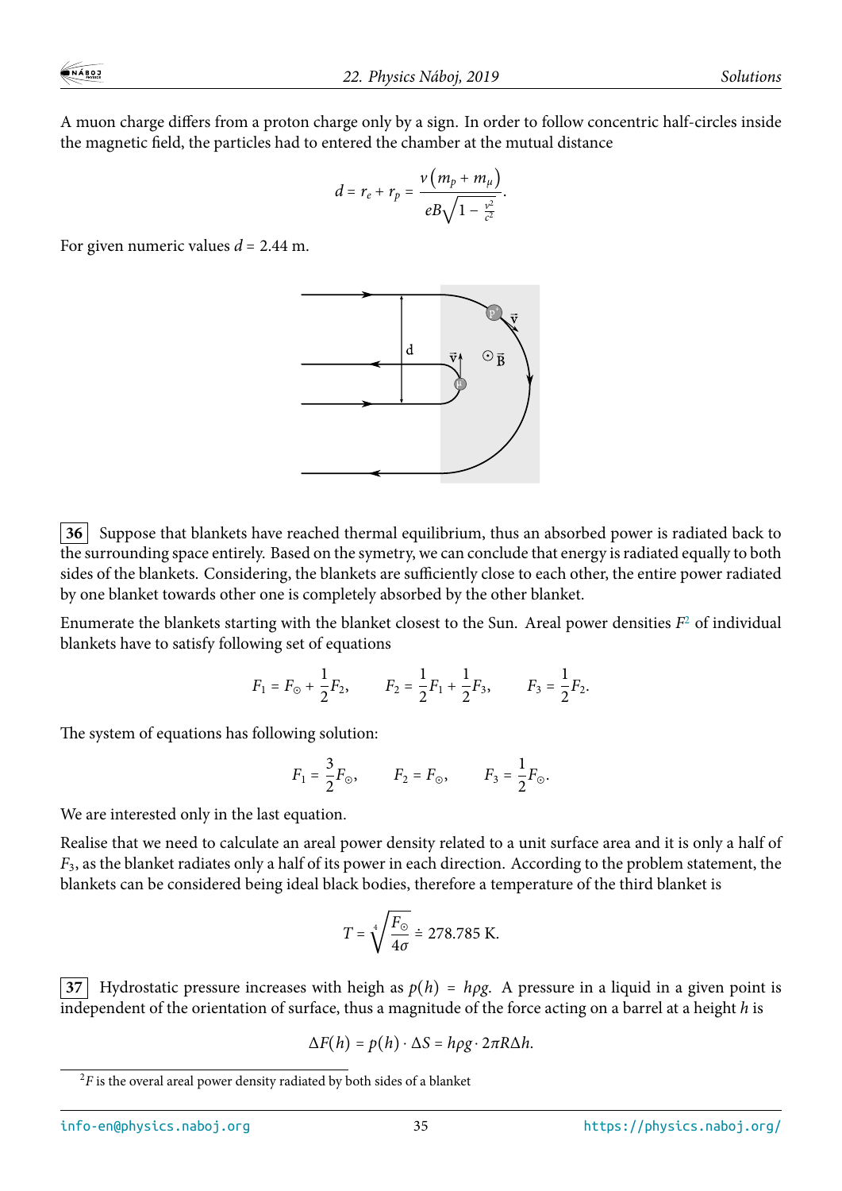A muon charge differs from a proton charge only by a sign. In order to follow concentric half-circles inside the magnetic field, the particles had to entered the chamber at the mutual distance

$$d = r_e + r_p = \frac{v\left(m_p + m_\mu\right)}{eB\sqrt{1 - \frac{v^2}{c^2}}}.$$

For given numeric values $d = 2.44$ m.

**36** Suppose that blankets have reached thermal equilibrium, thus an absorbed power is radiated back to the surrounding space entirely. Based on the symetry, we can conclude that energy is radiated equally to both sides of the blankets. Considering, the blankets are sufficiently close to each other, the entire power radiated by one blanket towards other one is completely absorbed by the other blanket.

Enumerate the blankets starting with the blanket closest to the Sun. Areal power densities $F$[2] of individual blankets have to satisfy following set of equations

$$F_1 = F_\odot + \frac{1}{2}F_2, \qquad F_2 = \frac{1}{2}F_1 + \frac{1}{2}F_3, \qquad F_3 = \frac{1}{2}F_2.$$

The system of equations has following solution:

$$F_1 = \frac{3}{2}F_\odot, \qquad F_2 = F_\odot, \qquad F_3 = \frac{1}{2}F_\odot.$$

We are interested only in the last equation.

Realise that we need to calculate an areal power density related to a unit surface area and it is only a half of $F_3$, as the blanket radiates only a half of its power in each direction. According to the problem statement, the blankets can be considered being ideal black bodies, therefore a temperature of the third blanket is

$$T = \sqrt[4]{\frac{F_\odot}{4\sigma}} \doteq 278.785 \text{ K}.$$

**37** Hydrostatic pressure increases with heigh as $p(h) = h\rho g$. A pressure in a liquid in a given point is independent of the orientation of surface, thus a magnitude of the force acting on a barrel at a height $h$ is

$$\Delta F(h) = p(h) \cdot \Delta S = h\rho g \cdot 2\pi R \Delta h.$$

[2] $F$ is the overal areal power density radiated by both sides of a blanket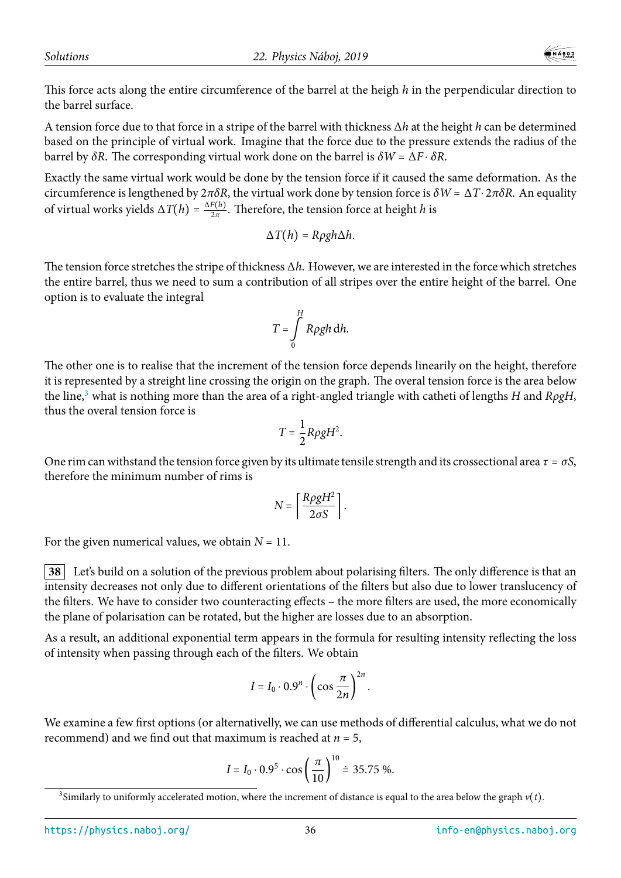This force acts along the entire circumference of the barrel at the heigh $h$ in the perpendicular direction to the barrel surface.

A tension force due to that force in a stripe of the barrel with thickness $\Delta h$ at the height $h$ can be determined based on the principle of virtual work. Imagine that the force due to the pressure extends the radius of the barrel by $\delta R$. The corresponding virtual work done on the barrel is $\delta W = \Delta F \cdot \delta R$.

Exactly the same virtual work would be done by the tension force if it caused the same deformation. As the circumference is lengthened by $2\pi\delta R$, the virtual work done by tension force is $\delta W = \Delta T \cdot 2\pi\delta R$. An equality of virtual works yields $\Delta T(h) = \frac{\Delta F(h)}{2\pi}$. Therefore, the tension force at height $h$ is

$$\Delta T(h) = R\rho g h \Delta h.$$

The tension force stretches the stripe of thickness $\Delta h$. However, we are interested in the force which stretches the entire barrel, thus we need to sum a contribution of all stripes over the entire height of the barrel. One option is to evaluate the integral

$$T = \int_0^H R\rho g h \, \mathrm{d}h.$$

The other one is to realise that the increment of the tension force depends linearly on the height, therefore it is represented by a streight line crossing the origin on the graph. The overal tension force is the area below the line,[3] what is nothing more than the area of a right-angled triangle with catheti of lengths $H$ and $R\rho g H$, thus the overal tension force is

$$T = \frac{1}{2} R\rho g H^2.$$

One rim can withstand the tension force given by its ultimate tensile strength and its crossectional area $\tau = \sigma S$, therefore the minimum number of rims is

$$N = \left\lceil \frac{R\rho g H^2}{2\sigma S} \right\rceil.$$

For the given numerical values, we obtain $N = 11$.

**38** Let's build on a solution of the previous problem about polarising filters. The only difference is that an intensity decreases not only due to different orientations of the filters but also due to lower translucency of the filters. We have to consider two counteracting effects – the more filters are used, the more economically the plane of polarisation can be rotated, but the higher are losses due to an absorption.

As a result, an additional exponential term appears in the formula for resulting intensity reflecting the loss of intensity when passing through each of the filters. We obtain

$$I = I_0 \cdot 0.9^n \cdot \left(\cos \frac{\pi}{2n}\right)^{2n}.$$

We examine a few first options (or alternativelly, we can use methods of differential calculus, what we do not recommend) and we find out that maximum is reached at $n = 5$,

$$I = I_0 \cdot 0.9^5 \cdot \cos\left(\frac{\pi}{10}\right)^{10} \doteq 35.75\ \%.$$

[3] Similarly to uniformly accelerated motion, where the increment of distance is equal to the area below the graph $v(t)$.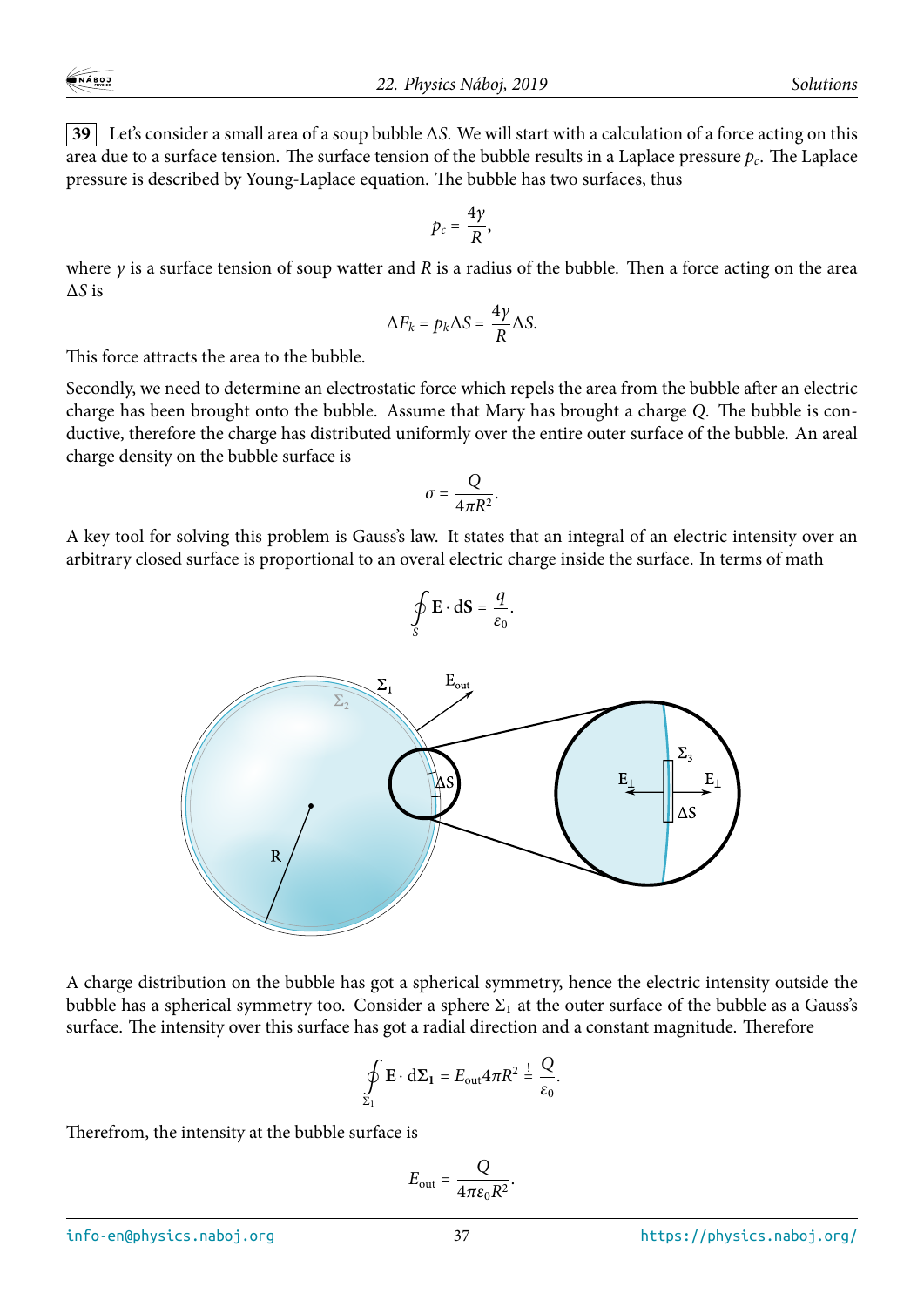**39** Let's consider a small area of a soup bubble $\Delta S$. We will start with a calculation of a force acting on this area due to a surface tension. The surface tension of the bubble results in a Laplace pressure $p_c$. The Laplace pressure is described by Young-Laplace equation. The bubble has two surfaces, thus

$$p_c = \frac{4\gamma}{R},$$

where $\gamma$ is a surface tension of soup watter and $R$ is a radius of the bubble. Then a force acting on the area $\Delta S$ is

$$\Delta F_k = p_k \Delta S = \frac{4\gamma}{R}\Delta S.$$

This force attracts the area to the bubble.

Secondly, we need to determine an electrostatic force which repels the area from the bubble after an electric charge has been brought onto the bubble. Assume that Mary has brought a charge $Q$. The bubble is conductive, therefore the charge has distributed uniformly over the entire outer surface of the bubble. An areal charge density on the bubble surface is

$$\sigma = \frac{Q}{4\pi R^2}.$$

A key tool for solving this problem is Gauss's law. It states that an integral of an electric intensity over an arbitrary closed surface is proportional to an overal electric charge inside the surface. In terms of math

$$\oint_S \mathbf{E} \cdot \mathrm{d}\mathbf{S} = \frac{q}{\varepsilon_0}.$$

A charge distribution on the bubble has got a spherical symmetry, hence the electric intensity outside the bubble has a spherical symmetry too. Consider a sphere $\Sigma_1$ at the outer surface of the bubble as a Gauss's surface. The intensity over this surface has got a radial direction and a constant magnitude. Therefore

$$\oint_{\Sigma_1} \mathbf{E} \cdot \mathrm{d}\mathbf{\Sigma_1} = E_{\text{out}} 4\pi R^2 \overset{!}{=} \frac{Q}{\varepsilon_0}.$$

Therefrom, the intensity at the bubble surface is

$$E_{\text{out}} = \frac{Q}{4\pi\varepsilon_0 R^2}.$$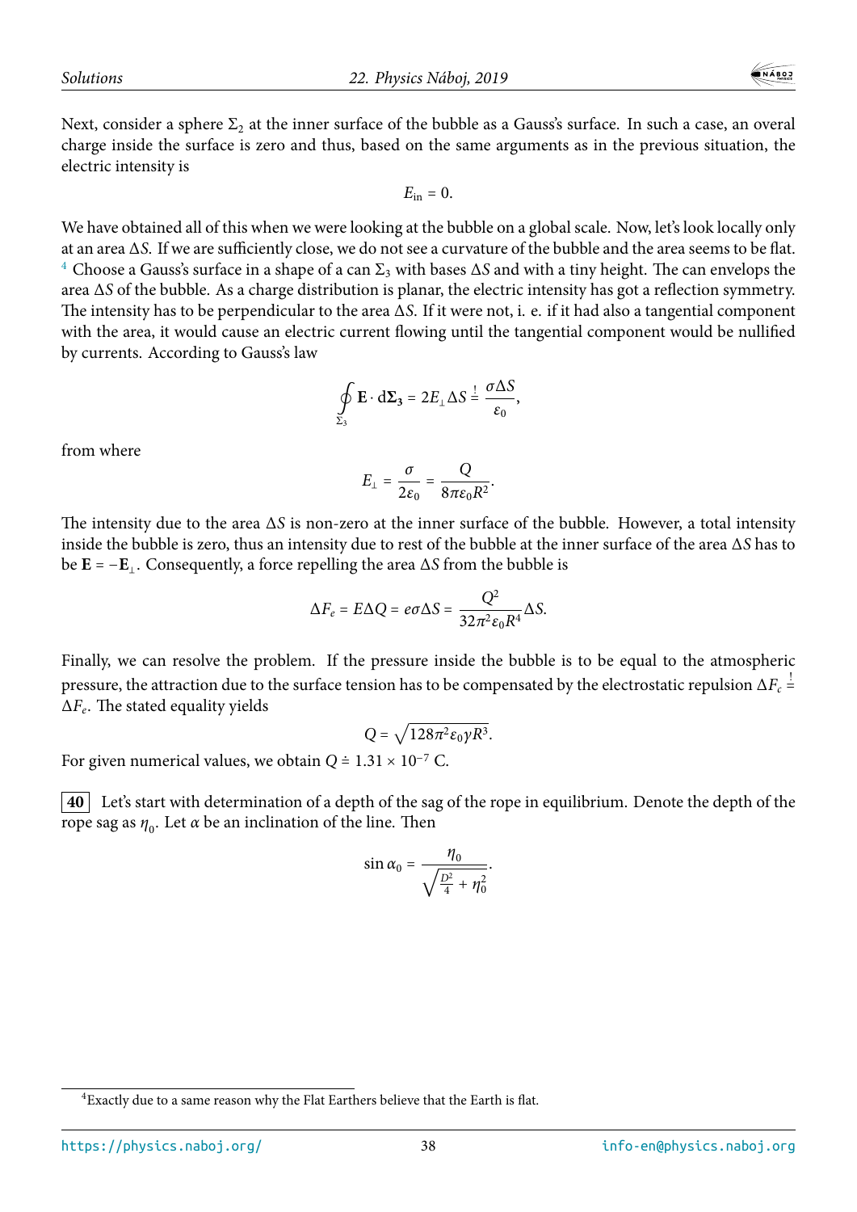Next, consider a sphere $\Sigma_2$ at the inner surface of the bubble as a Gauss's surface. In such a case, an overal charge inside the surface is zero and thus, based on the same arguments as in the previous situation, the electric intensity is

$$E_{\text{in}} = 0.$$

We have obtained all of this when we were looking at the bubble on a global scale. Now, let's look locally only at an area $\Delta S$. If we are sufficiently close, we do not see a curvature of the bubble and the area seems to be flat. [4] Choose a Gauss's surface in a shape of a can $\Sigma_3$ with bases $\Delta S$ and with a tiny height. The can envelops the area $\Delta S$ of the bubble. As a charge distribution is planar, the electric intensity has got a reflection symmetry. The intensity has to be perpendicular to the area $\Delta S$. If it were not, i. e. if it had also a tangential component with the area, it would cause an electric current flowing until the tangential component would be nullified by currents. According to Gauss's law

$$\oint_{\Sigma_3} \mathbf{E} \cdot \mathrm{d}\mathbf{\Sigma_3} = 2E_\perp \Delta S \stackrel{!}{=} \frac{\sigma \Delta S}{\varepsilon_0},$$

from where

$$E_\perp = \frac{\sigma}{2\varepsilon_0} = \frac{Q}{8\pi\varepsilon_0 R^2}.$$

The intensity due to the area $\Delta S$ is non-zero at the inner surface of the bubble. However, a total intensity inside the bubble is zero, thus an intensity due to rest of the bubble at the inner surface of the area $\Delta S$ has to be $\mathbf{E} = -\mathbf{E}_\perp$. Consequently, a force repelling the area $\Delta S$ from the bubble is

$$\Delta F_e = E \Delta Q = e\sigma \Delta S = \frac{Q^2}{32\pi^2 \varepsilon_0 R^4} \Delta S.$$

Finally, we can resolve the problem. If the pressure inside the bubble is to be equal to the atmospheric pressure, the attraction due to the surface tension has to be compensated by the electrostatic repulsion $\Delta F_c \stackrel{!}{=} \Delta F_e$. The stated equality yields

$$Q = \sqrt{128\pi^2 \varepsilon_0 \gamma R^3}.$$

For given numerical values, we obtain $Q \doteq 1.31 \times 10^{-7}$ C.

**40** Let's start with determination of a depth of the sag of the rope in equilibrium. Denote the depth of the rope sag as $\eta_0$. Let $\alpha$ be an inclination of the line. Then

$$\sin \alpha_0 = \frac{\eta_0}{\sqrt{\frac{D^2}{4} + \eta_0^2}}.$$

[4] Exactly due to a same reason why the Flat Earthers believe that the Earth is flat.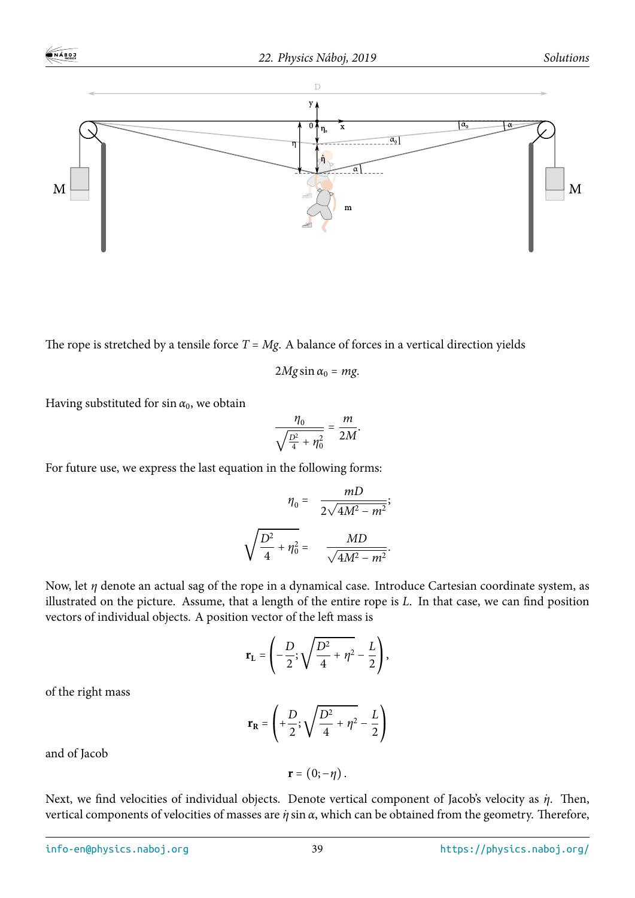The rope is stretched by a tensile force $T = Mg$. A balance of forces in a vertical direction yields

$$2Mg \sin \alpha_0 = mg.$$

Having substituted for $\sin \alpha_0$, we obtain

$$\frac{\eta_0}{\sqrt{\frac{D^2}{4} + \eta_0^2}} = \frac{m}{2M}.$$

For future use, we express the last equation in the following forms:

$$\eta_0 = \frac{mD}{2\sqrt{4M^2 - m^2}};$$

$$\sqrt{\frac{D^2}{4} + \eta_0^2} = \frac{MD}{\sqrt{4M^2 - m^2}}.$$

Now, let $\eta$ denote an actual sag of the rope in a dynamical case. Introduce Cartesian coordinate system, as illustrated on the picture. Assume, that a length of the entire rope is $L$. In that case, we can find position vectors of individual objects. A position vector of the left mass is

$$\mathbf{r_L} = \left(-\frac{D}{2}; \sqrt{\frac{D^2}{4} + \eta^2} - \frac{L}{2}\right),$$

of the right mass

$$\mathbf{r_R} = \left(+\frac{D}{2}; \sqrt{\frac{D^2}{4} + \eta^2} - \frac{L}{2}\right)$$

and of Jacob

$$\mathbf{r} = (0; -\eta).$$

Next, we find velocities of individual objects. Denote vertical component of Jacob's velocity as $\dot{\eta}$. Then, vertical components of velocities of masses are $\dot{\eta} \sin \alpha$, which can be obtained from the geometry. Therefore,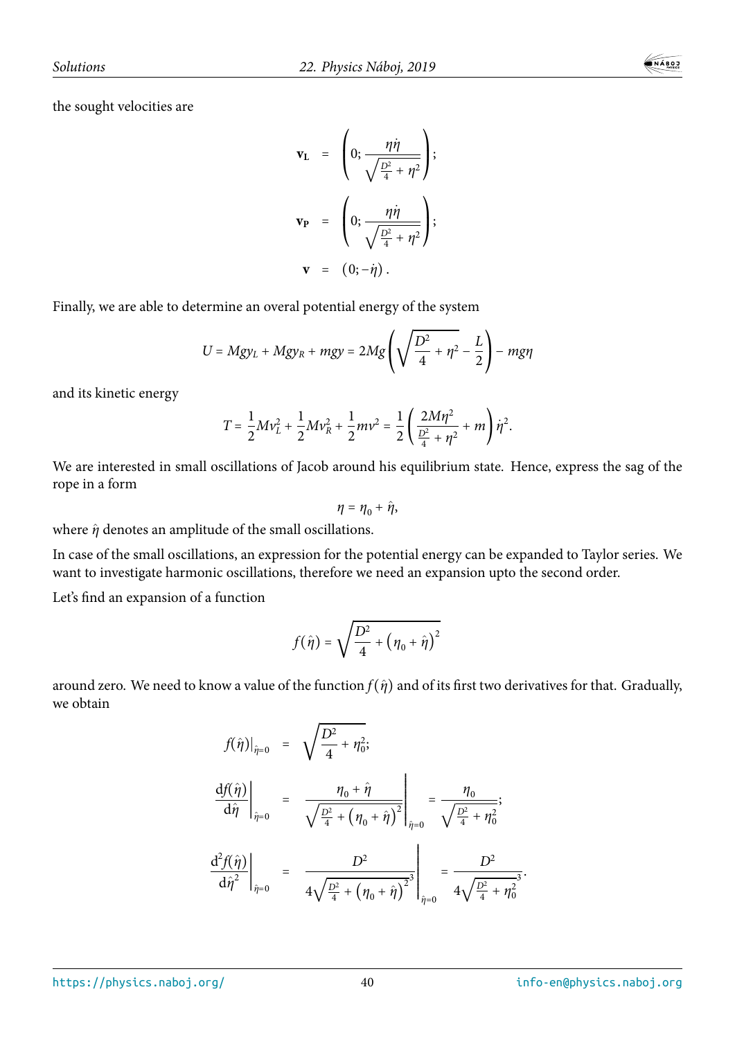the sought velocities are

$$
\begin{aligned}
\mathbf{v_L} &= \left(0; \frac{\eta\dot{\eta}}{\sqrt{\frac{D^2}{4}+\eta^2}}\right); \\
\mathbf{v_P} &= \left(0; \frac{\eta\dot{\eta}}{\sqrt{\frac{D^2}{4}+\eta^2}}\right); \\
\mathbf{v} &= \left(0; -\dot{\eta}\right).
\end{aligned}
$$

Finally, we are able to determine an overal potential energy of the system

$$
U = Mgy_L + Mgy_R + mgy = 2Mg\left(\sqrt{\frac{D^2}{4}+\eta^2} - \frac{L}{2}\right) - mg\eta
$$

and its kinetic energy

$$
T = \frac{1}{2}Mv_L^2 + \frac{1}{2}Mv_R^2 + \frac{1}{2}mv^2 = \frac{1}{2}\left(\frac{2M\eta^2}{\frac{D^2}{4}+\eta^2} + m\right)\dot{\eta}^2.
$$

We are interested in small oscillations of Jacob around his equilibrium state. Hence, express the sag of the rope in a form

$$
\eta = \eta_0 + \hat{\eta},
$$

where $\hat{\eta}$ denotes an amplitude of the small oscillations.

In case of the small oscillations, an expression for the potential energy can be expanded to Taylor series. We want to investigate harmonic oscillations, therefore we need an expansion upto the second order.

Let's find an expansion of a function

$$
f(\hat{\eta}) = \sqrt{\frac{D^2}{4} + \left(\eta_0 + \hat{\eta}\right)^2}
$$

around zero. We need to know a value of the function $f(\hat{\eta})$ and of its first two derivatives for that. Gradually, we obtain

$$
\begin{aligned}
f(\hat{\eta})\big|_{\hat{\eta}=0} &= \sqrt{\frac{D^2}{4}+\eta_0^2}; \\
\left.\frac{\mathrm{d}f(\hat{\eta})}{\mathrm{d}\hat{\eta}}\right|_{\hat{\eta}=0} &= \left.\frac{\eta_0+\hat{\eta}}{\sqrt{\frac{D^2}{4}+\left(\eta_0+\hat{\eta}\right)^2}}\right|_{\hat{\eta}=0} = \frac{\eta_0}{\sqrt{\frac{D^2}{4}+\eta_0^2}}; \\
\left.\frac{\mathrm{d}^2f(\hat{\eta})}{\mathrm{d}\hat{\eta}^2}\right|_{\hat{\eta}=0} &= \left.\frac{D^2}{4\sqrt{\frac{D^2}{4}+\left(\eta_0+\hat{\eta}\right)^2}^3}\right|_{\hat{\eta}=0} = \frac{D^2}{4\sqrt{\frac{D^2}{4}+\eta_0^2}^3}.
\end{aligned}
$$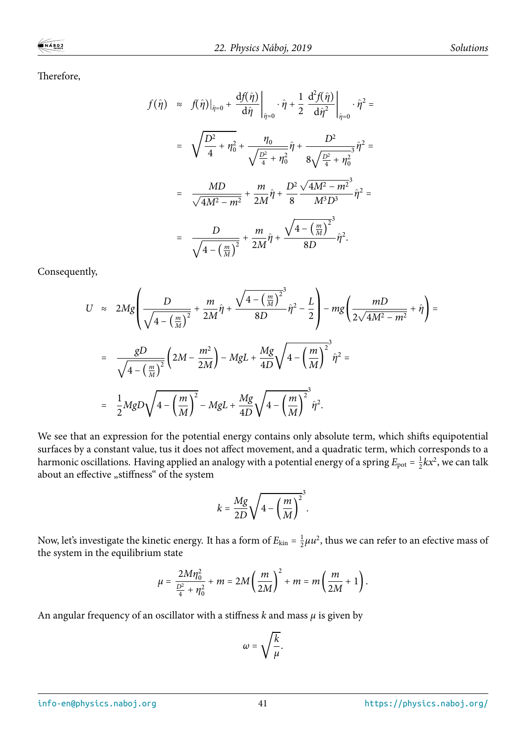Therefore,

$$
\begin{aligned}
f(\hat{\eta}) \;&\approx\; f(\hat{\eta})\big|_{\hat{\eta}=0} + \left.\frac{\mathrm{d}f(\hat{\eta})}{\mathrm{d}\hat{\eta}}\right|_{\hat{\eta}=0} \cdot \hat{\eta} + \frac{1}{2}\left.\frac{\mathrm{d}^2 f(\hat{\eta})}{\mathrm{d}\hat{\eta}^2}\right|_{\hat{\eta}=0} \cdot \hat{\eta}^2 = \\
&= \sqrt{\frac{D^2}{4} + \eta_0^2} + \frac{\eta_0}{\sqrt{\frac{D^2}{4} + \eta_0^2}}\hat{\eta} + \frac{D^2}{8\sqrt{\frac{D^2}{4} + \eta_0^2}^{\,3}}\hat{\eta}^2 = \\
&= \frac{MD}{\sqrt{4M^2 - m^2}} + \frac{m}{2M}\hat{\eta} + \frac{D^2}{8}\frac{\sqrt{4M^2 - m^2}^{\,3}}{M^3 D^3}\hat{\eta}^2 = \\
&= \frac{D}{\sqrt{4 - \left(\frac{m}{M}\right)^2}} + \frac{m}{2M}\hat{\eta} + \frac{\sqrt{4 - \left(\frac{m}{M}\right)^2}^{\,3}}{8D}\hat{\eta}^2 .
\end{aligned}
$$

Consequently,

$$
\begin{aligned}
U \;&\approx\; 2Mg\left(\frac{D}{\sqrt{4 - \left(\frac{m}{M}\right)^2}} + \frac{m}{2M}\hat{\eta} + \frac{\sqrt{4 - \left(\frac{m}{M}\right)^2}^{\,3}}{8D}\hat{\eta}^2 - \frac{L}{2}\right) - mg\left(\frac{mD}{2\sqrt{4M^2 - m^2}} + \hat{\eta}\right) = \\
&= \frac{gD}{\sqrt{4 - \left(\frac{m}{M}\right)^2}}\left(2M - \frac{m^2}{2M}\right) - MgL + \frac{Mg}{4D}\sqrt{4 - \left(\frac{m}{M}\right)^2}^{\,3}\hat{\eta}^2 = \\
&= \frac{1}{2}MgD\sqrt{4 - \left(\frac{m}{M}\right)^2} - MgL + \frac{Mg}{4D}\sqrt{4 - \left(\frac{m}{M}\right)^2}^{\,3}\hat{\eta}^2 .
\end{aligned}
$$

We see that an expression for the potential energy contains only absolute term, which shifts equipotential surfaces by a constant value, tus it does not affect movement, and a quadratic term, which corresponds to a harmonic oscillations. Having applied an analogy with a potential energy of a spring $E_{\mathrm{pot}} = \frac{1}{2}kx^2$, we can talk about an effective „stiffness" of the system

$$
k = \frac{Mg}{2D}\sqrt{4 - \left(\frac{m}{M}\right)^2}^{\,3} .
$$

Now, let's investigate the kinetic energy. It has a form of $E_{\mathrm{kin}} = \frac{1}{2}\mu u^2$, thus we can refer to an efective mass of the system in the equilibrium state

$$
\mu = \frac{2M\eta_0^2}{\frac{D^2}{4} + \eta_0^2} + m = 2M\left(\frac{m}{2M}\right)^2 + m = m\left(\frac{m}{2M} + 1\right).
$$

An angular frequency of an oscillator with a stiffness $k$ and mass $\mu$ is given by

$$
\omega = \sqrt{\frac{k}{\mu}} .
$$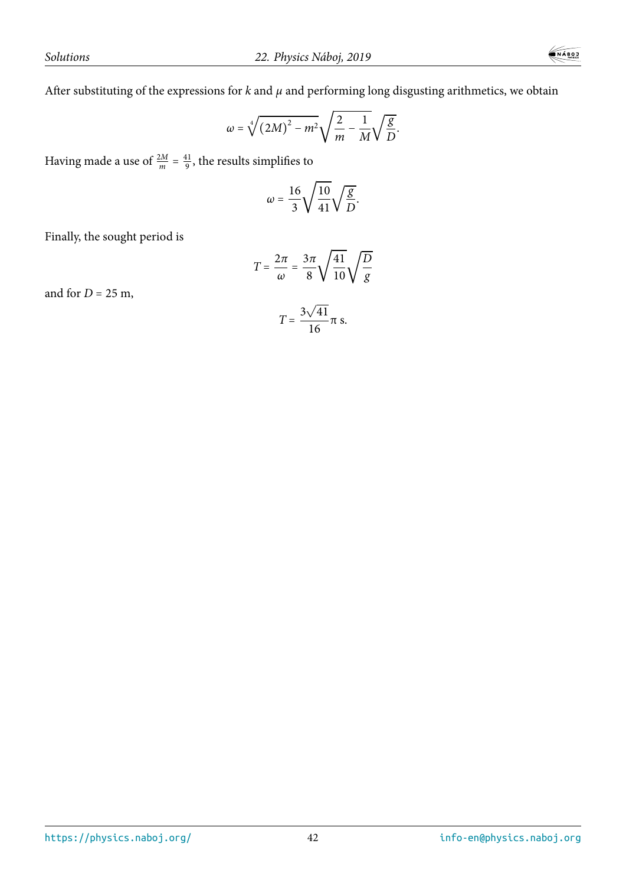After substituting of the expressions for $k$ and $\mu$ and performing long disgusting arithmetics, we obtain

$$\omega = \sqrt[4]{(2M)^2 - m^2}\sqrt{\frac{2}{m} - \frac{1}{M}}\sqrt{\frac{g}{D}}.$$

Having made a use of $\frac{2M}{m} = \frac{41}{9}$, the results simplifies to

$$\omega = \frac{16}{3}\sqrt{\frac{10}{41}}\sqrt{\frac{g}{D}}.$$

Finally, the sought period is

$$T = \frac{2\pi}{\omega} = \frac{3\pi}{8}\sqrt{\frac{41}{10}}\sqrt{\frac{D}{g}}$$

and for $D = 25$ m,

$$T = \frac{3\sqrt{41}}{16}\pi \text{ s}.$$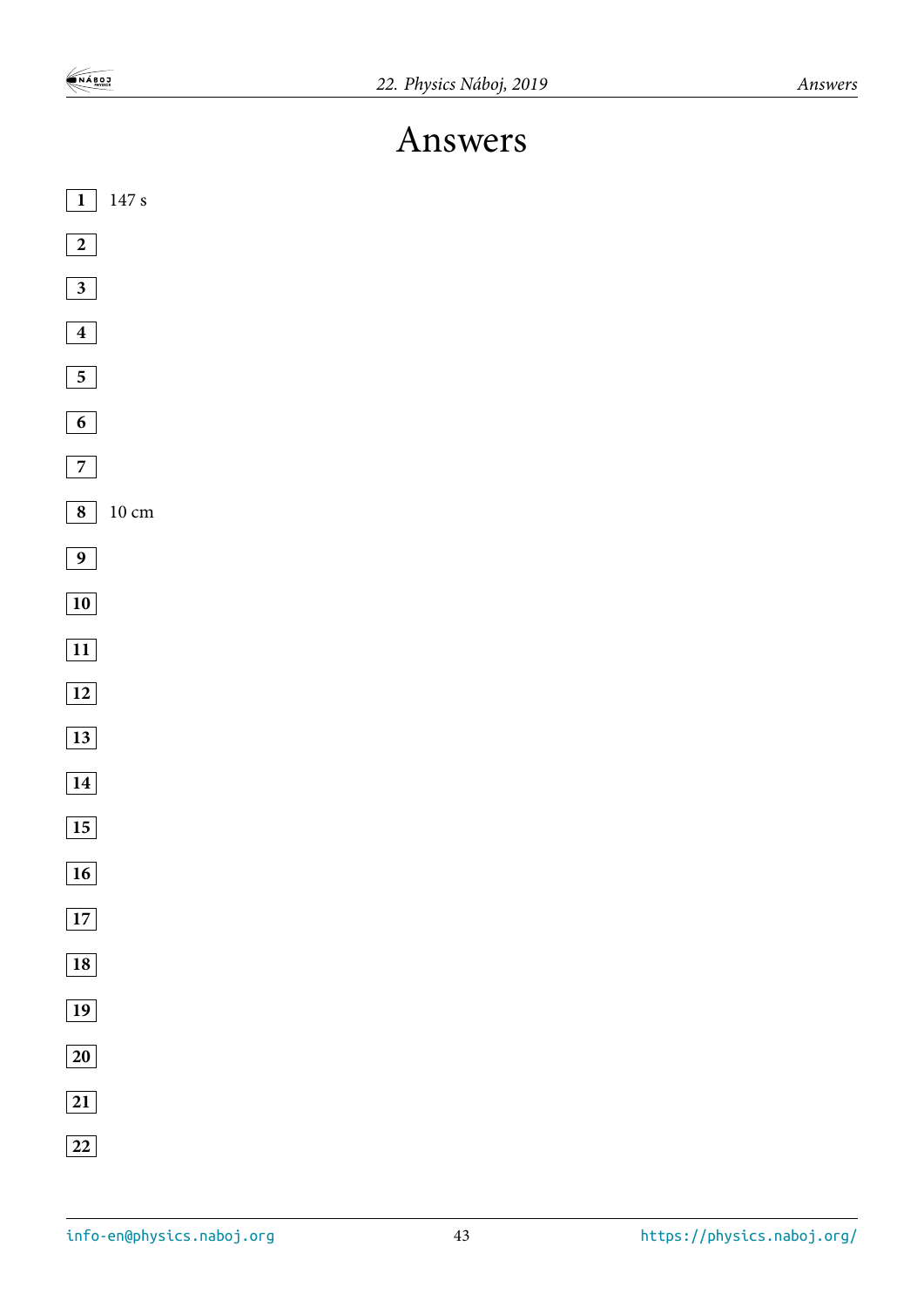# Answers

**1** 147 s

**2**

**3**

**4**

**5**

**6**

**7**

**8** 10 cm

**9**

**10**

**11**

**12**

**13**

**14**

**15**

**16**

**17**

**18**

**19**

**20**

**21**

**22**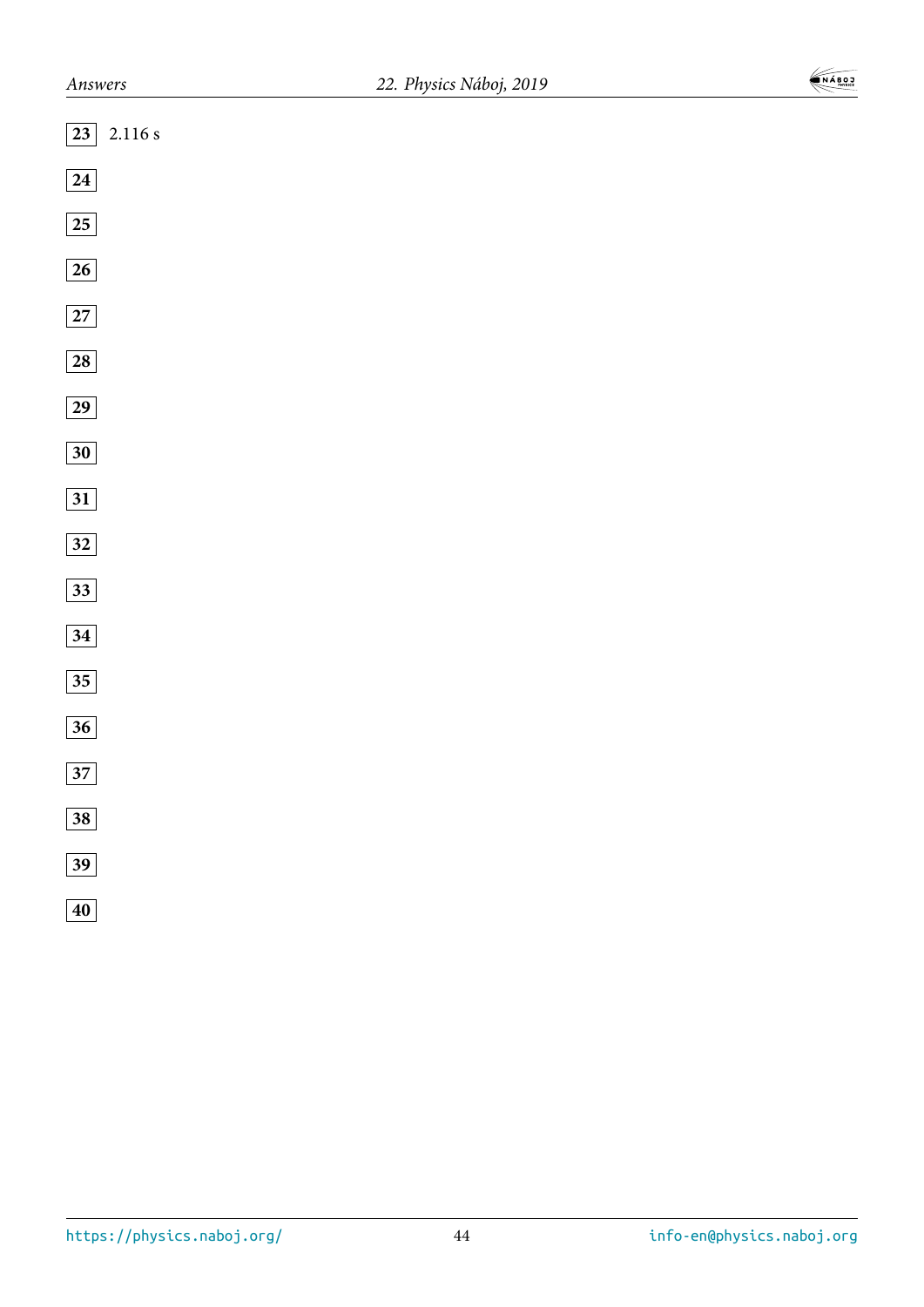**23** 2.116 s

**24**

**25**

**26**

**27**

**28**

**29**

**30**

**31**

**32**

**33**

**34**

**35**

**36**

**37**

**38**

**39**

**40**